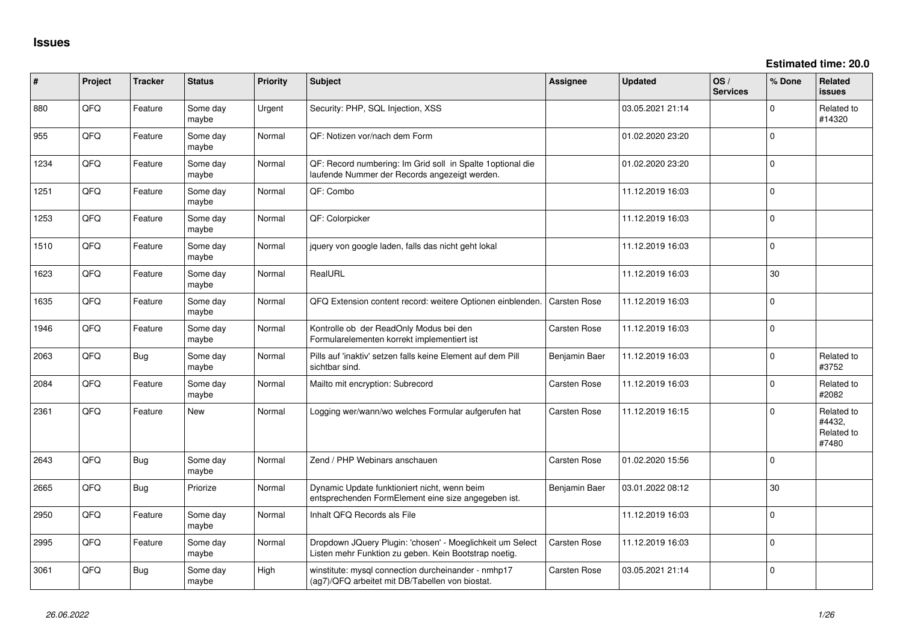# Issues

**Estimated time: 20.0**

| # | Project | Tracker | Status | Priority | Subject | Assignee | Updated | OS / Services | % Done | Related issues |
|---|---|---|---|---|---|---|---|---|---|---|
| 880 | QFQ | Feature | Some day maybe | Urgent | Security: PHP, SQL Injection, XSS | | 03.05.2021 21:14 | | 0 | Related to #14320 |
| 955 | QFQ | Feature | Some day maybe | Normal | QF: Notizen vor/nach dem Form | | 01.02.2020 23:20 | | 0 | |
| 1234 | QFQ | Feature | Some day maybe | Normal | QF: Record numbering: Im Grid soll in Spalte 1optional die laufende Nummer der Records angezeigt werden. | | 01.02.2020 23:20 | | 0 | |
| 1251 | QFQ | Feature | Some day maybe | Normal | QF: Combo | | 11.12.2019 16:03 | | 0 | |
| 1253 | QFQ | Feature | Some day maybe | Normal | QF: Colorpicker | | 11.12.2019 16:03 | | 0 | |
| 1510 | QFQ | Feature | Some day maybe | Normal | jquery von google laden, falls das nicht geht lokal | | 11.12.2019 16:03 | | 0 | |
| 1623 | QFQ | Feature | Some day maybe | Normal | RealURL | | 11.12.2019 16:03 | | 30 | |
| 1635 | QFQ | Feature | Some day maybe | Normal | QFQ Extension content record: weitere Optionen einblenden. | Carsten Rose | 11.12.2019 16:03 | | 0 | |
| 1946 | QFQ | Feature | Some day maybe | Normal | Kontrolle ob der ReadOnly Modus bei den Formularelementen korrekt implementiert ist | Carsten Rose | 11.12.2019 16:03 | | 0 | |
| 2063 | QFQ | Bug | Some day maybe | Normal | Pills auf 'inaktiv' setzen falls keine Element auf dem Pill sichtbar sind. | Benjamin Baer | 11.12.2019 16:03 | | 0 | Related to #3752 |
| 2084 | QFQ | Feature | Some day maybe | Normal | Mailto mit encryption: Subrecord | Carsten Rose | 11.12.2019 16:03 | | 0 | Related to #2082 |
| 2361 | QFQ | Feature | New | Normal | Logging wer/wann/wo welches Formular aufgerufen hat | Carsten Rose | 11.12.2019 16:15 | | 0 | Related to #4432, Related to #7480 |
| 2643 | QFQ | Bug | Some day maybe | Normal | Zend / PHP Webinars anschauen | Carsten Rose | 01.02.2020 15:56 | | 0 | |
| 2665 | QFQ | Bug | Priorize | Normal | Dynamic Update funktioniert nicht, wenn beim entsprechenden FormElement eine size angegeben ist. | Benjamin Baer | 03.01.2022 08:12 | | 30 | |
| 2950 | QFQ | Feature | Some day maybe | Normal | Inhalt QFQ Records als File | | 11.12.2019 16:03 | | 0 | |
| 2995 | QFQ | Feature | Some day maybe | Normal | Dropdown JQuery Plugin: 'chosen' - Moeglichkeit um Select Listen mehr Funktion zu geben. Kein Bootstrap noetig. | Carsten Rose | 11.12.2019 16:03 | | 0 | |
| 3061 | QFQ | Bug | Some day maybe | High | winstitute: mysql connection durcheinander - nmhp17 (ag7)/QFQ arbeitet mit DB/Tabellen von biostat. | Carsten Rose | 03.05.2021 21:14 | | 0 | |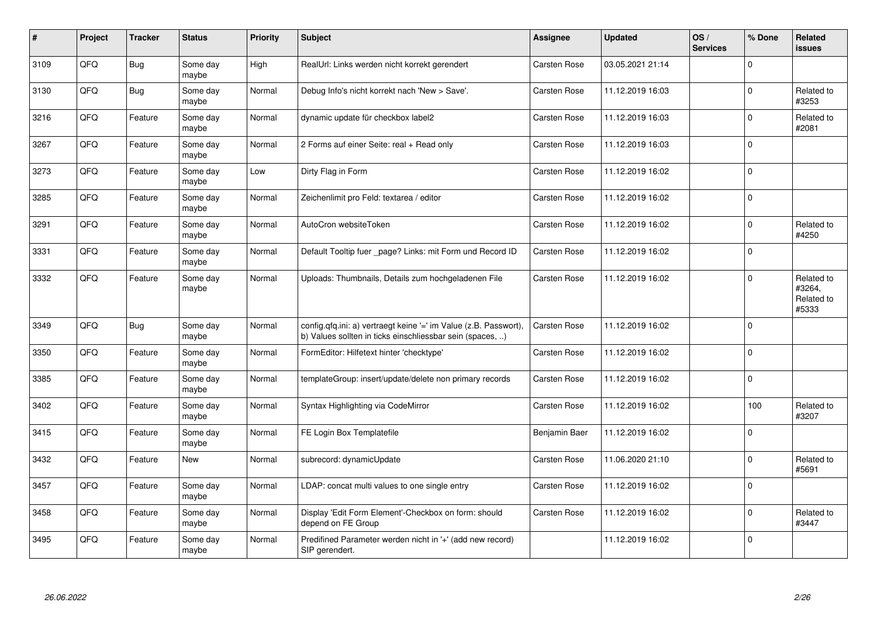| # | Project | Tracker | Status | Priority | Subject | Assignee | Updated | OS / Services | % Done | Related issues |
|---|---|---|---|---|---|---|---|---|---|---|
| 3109 | QFQ | Bug | Some day maybe | High | RealUrl: Links werden nicht korrekt gerendert | Carsten Rose | 03.05.2021 21:14 | | 0 | |
| 3130 | QFQ | Bug | Some day maybe | Normal | Debug Info's nicht korrekt nach 'New > Save'. | Carsten Rose | 11.12.2019 16:03 | | 0 | Related to #3253 |
| 3216 | QFQ | Feature | Some day maybe | Normal | dynamic update für checkbox label2 | Carsten Rose | 11.12.2019 16:03 | | 0 | Related to #2081 |
| 3267 | QFQ | Feature | Some day maybe | Normal | 2 Forms auf einer Seite: real + Read only | Carsten Rose | 11.12.2019 16:03 | | 0 | |
| 3273 | QFQ | Feature | Some day maybe | Low | Dirty Flag in Form | Carsten Rose | 11.12.2019 16:02 | | 0 | |
| 3285 | QFQ | Feature | Some day maybe | Normal | Zeichenlimit pro Feld: textarea / editor | Carsten Rose | 11.12.2019 16:02 | | 0 | |
| 3291 | QFQ | Feature | Some day maybe | Normal | AutoCron websiteToken | Carsten Rose | 11.12.2019 16:02 | | 0 | Related to #4250 |
| 3331 | QFQ | Feature | Some day maybe | Normal | Default Tooltip fuer _page? Links: mit Form und Record ID | Carsten Rose | 11.12.2019 16:02 | | 0 | |
| 3332 | QFQ | Feature | Some day maybe | Normal | Uploads: Thumbnails, Details zum hochgeladenen File | Carsten Rose | 11.12.2019 16:02 | | 0 | Related to #3264, Related to #5333 |
| 3349 | QFQ | Bug | Some day maybe | Normal | config.qfq.ini: a) vertraegt keine '=' im Value (z.B. Passwort), b) Values sollten in ticks einschliessbar sein (spaces, ..) | Carsten Rose | 11.12.2019 16:02 | | 0 | |
| 3350 | QFQ | Feature | Some day maybe | Normal | FormEditor: Hilfetext hinter 'checktype' | Carsten Rose | 11.12.2019 16:02 | | 0 | |
| 3385 | QFQ | Feature | Some day maybe | Normal | templateGroup: insert/update/delete non primary records | Carsten Rose | 11.12.2019 16:02 | | 0 | |
| 3402 | QFQ | Feature | Some day maybe | Normal | Syntax Highlighting via CodeMirror | Carsten Rose | 11.12.2019 16:02 | | 100 | Related to #3207 |
| 3415 | QFQ | Feature | Some day maybe | Normal | FE Login Box Templatefile | Benjamin Baer | 11.12.2019 16:02 | | 0 | |
| 3432 | QFQ | Feature | New | Normal | subrecord: dynamicUpdate | Carsten Rose | 11.06.2020 21:10 | | 0 | Related to #5691 |
| 3457 | QFQ | Feature | Some day maybe | Normal | LDAP: concat multi values to one single entry | Carsten Rose | 11.12.2019 16:02 | | 0 | |
| 3458 | QFQ | Feature | Some day maybe | Normal | Display 'Edit Form Element'-Checkbox on form: should depend on FE Group | Carsten Rose | 11.12.2019 16:02 | | 0 | Related to #3447 |
| 3495 | QFQ | Feature | Some day maybe | Normal | Predifined Parameter werden nicht in '+' (add new record) SIP gerendert. | | 11.12.2019 16:02 | | 0 | |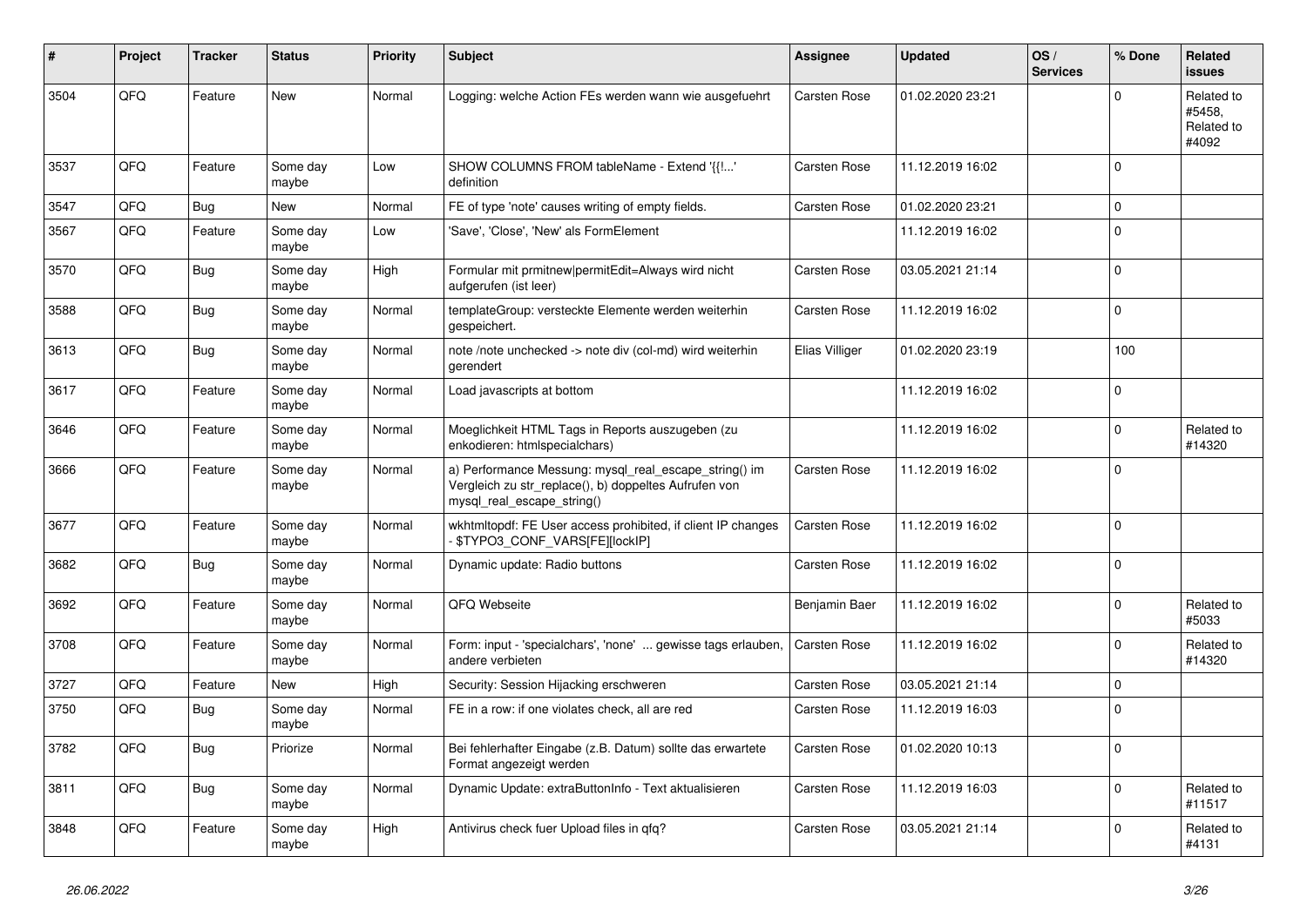| # | Project | Tracker | Status | Priority | Subject | Assignee | Updated | OS / Services | % Done | Related issues |
|---|---|---|---|---|---|---|---|---|---|---|
| 3504 | QFQ | Feature | New | Normal | Logging: welche Action FEs werden wann wie ausgefuehrt | Carsten Rose | 01.02.2020 23:21 | | 0 | Related to #5458, Related to #4092 |
| 3537 | QFQ | Feature | Some day maybe | Low | SHOW COLUMNS FROM tableName - Extend '{{!...' definition | Carsten Rose | 11.12.2019 16:02 | | 0 | |
| 3547 | QFQ | Bug | New | Normal | FE of type 'note' causes writing of empty fields. | Carsten Rose | 01.02.2020 23:21 | | 0 | |
| 3567 | QFQ | Feature | Some day maybe | Low | 'Save', 'Close', 'New' als FormElement | | 11.12.2019 16:02 | | 0 | |
| 3570 | QFQ | Bug | Some day maybe | High | Formular mit prmitnew\|permitEdit=Always wird nicht aufgerufen (ist leer) | Carsten Rose | 03.05.2021 21:14 | | 0 | |
| 3588 | QFQ | Bug | Some day maybe | Normal | templateGroup: versteckte Elemente werden weiterhin gespeichert. | Carsten Rose | 11.12.2019 16:02 | | 0 | |
| 3613 | QFQ | Bug | Some day maybe | Normal | note /note unchecked -> note div (col-md) wird weiterhin gerendert | Elias Villiger | 01.02.2020 23:19 | | 100 | |
| 3617 | QFQ | Feature | Some day maybe | Normal | Load javascripts at bottom | | 11.12.2019 16:02 | | 0 | |
| 3646 | QFQ | Feature | Some day maybe | Normal | Moeglichkeit HTML Tags in Reports auszugeben (zu enkodieren: htmlspecialchars) | | 11.12.2019 16:02 | | 0 | Related to #14320 |
| 3666 | QFQ | Feature | Some day maybe | Normal | a) Performance Messung: mysql_real_escape_string() im Vergleich zu str_replace(), b) doppeltes Aufrufen von mysql_real_escape_string() | Carsten Rose | 11.12.2019 16:02 | | 0 | |
| 3677 | QFQ | Feature | Some day maybe | Normal | wkhtmltopdf: FE User access prohibited, if client IP changes - $TYPO3_CONF_VARS[FE][lockIP] | Carsten Rose | 11.12.2019 16:02 | | 0 | |
| 3682 | QFQ | Bug | Some day maybe | Normal | Dynamic update: Radio buttons | Carsten Rose | 11.12.2019 16:02 | | 0 | |
| 3692 | QFQ | Feature | Some day maybe | Normal | QFQ Webseite | Benjamin Baer | 11.12.2019 16:02 | | 0 | Related to #5033 |
| 3708 | QFQ | Feature | Some day maybe | Normal | Form: input - 'specialchars', 'none' ... gewisse tags erlauben, andere verbieten | Carsten Rose | 11.12.2019 16:02 | | 0 | Related to #14320 |
| 3727 | QFQ | Feature | New | High | Security: Session Hijacking erschweren | Carsten Rose | 03.05.2021 21:14 | | 0 | |
| 3750 | QFQ | Bug | Some day maybe | Normal | FE in a row: if one violates check, all are red | Carsten Rose | 11.12.2019 16:03 | | 0 | |
| 3782 | QFQ | Bug | Priorize | Normal | Bei fehlerhafter Eingabe (z.B. Datum) sollte das erwartete Format angezeigt werden | Carsten Rose | 01.02.2020 10:13 | | 0 | |
| 3811 | QFQ | Bug | Some day maybe | Normal | Dynamic Update: extraButtonInfo - Text aktualisieren | Carsten Rose | 11.12.2019 16:03 | | 0 | Related to #11517 |
| 3848 | QFQ | Feature | Some day maybe | High | Antivirus check fuer Upload files in qfq? | Carsten Rose | 03.05.2021 21:14 | | 0 | Related to #4131 |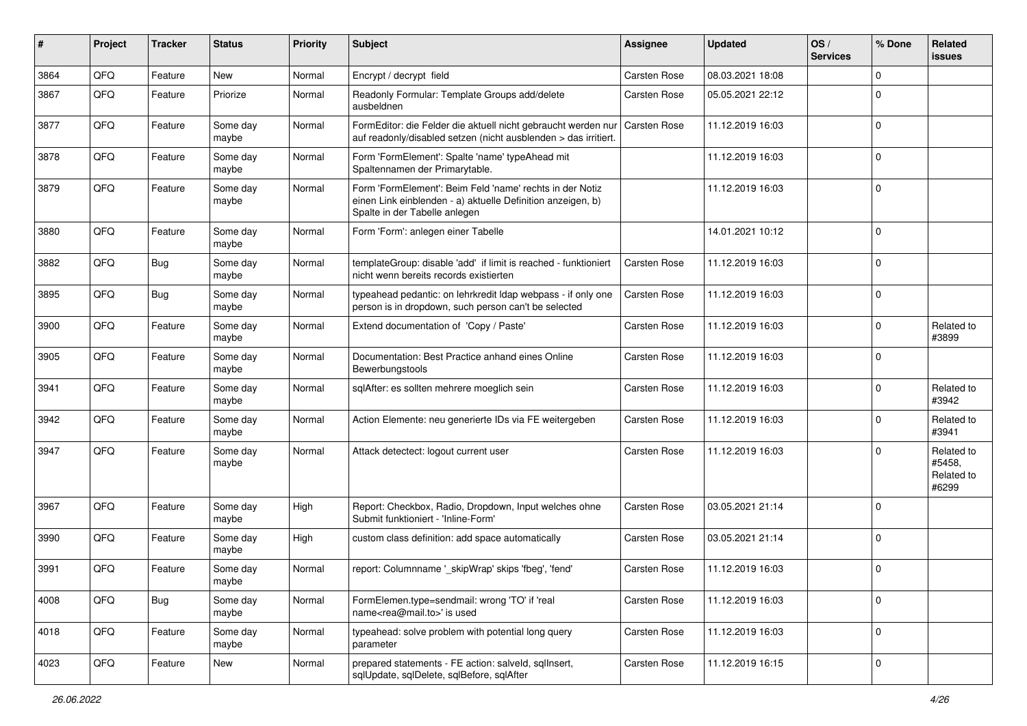| # | Project | Tracker | Status | Priority | Subject | Assignee | Updated | OS / Services | % Done | Related issues |
|---|---|---|---|---|---|---|---|---|---|---|
| 3864 | QFQ | Feature | New | Normal | Encrypt / decrypt field | Carsten Rose | 08.03.2021 18:08 | | 0 | |
| 3867 | QFQ | Feature | Priorize | Normal | Readonly Formular: Template Groups add/delete ausbeldnen | Carsten Rose | 05.05.2021 22:12 | | 0 | |
| 3877 | QFQ | Feature | Some day maybe | Normal | FormEditor: die Felder die aktuell nicht gebraucht werden nur auf readonly/disabled setzen (nicht ausblenden > das irritiert. | Carsten Rose | 11.12.2019 16:03 | | 0 | |
| 3878 | QFQ | Feature | Some day maybe | Normal | Form 'FormElement': Spalte 'name' typeAhead mit Spaltennamen der Primarytable. | | 11.12.2019 16:03 | | 0 | |
| 3879 | QFQ | Feature | Some day maybe | Normal | Form 'FormElement': Beim Feld 'name' rechts in der Notiz einen Link einblenden - a) aktuelle Definition anzeigen, b) Spalte in der Tabelle anlegen | | 11.12.2019 16:03 | | 0 | |
| 3880 | QFQ | Feature | Some day maybe | Normal | Form 'Form': anlegen einer Tabelle | | 14.01.2021 10:12 | | 0 | |
| 3882 | QFQ | Bug | Some day maybe | Normal | templateGroup: disable 'add' if limit is reached - funktioniert nicht wenn bereits records existierten | Carsten Rose | 11.12.2019 16:03 | | 0 | |
| 3895 | QFQ | Bug | Some day maybe | Normal | typeahead pedantic: on lehrkredit ldap webpass - if only one person is in dropdown, such person can't be selected | Carsten Rose | 11.12.2019 16:03 | | 0 | |
| 3900 | QFQ | Feature | Some day maybe | Normal | Extend documentation of 'Copy / Paste' | Carsten Rose | 11.12.2019 16:03 | | 0 | Related to #3899 |
| 3905 | QFQ | Feature | Some day maybe | Normal | Documentation: Best Practice anhand eines Online Bewerbungstools | Carsten Rose | 11.12.2019 16:03 | | 0 | |
| 3941 | QFQ | Feature | Some day maybe | Normal | sqlAfter: es sollten mehrere moeglich sein | Carsten Rose | 11.12.2019 16:03 | | 0 | Related to #3942 |
| 3942 | QFQ | Feature | Some day maybe | Normal | Action Elemente: neu generierte IDs via FE weitergeben | Carsten Rose | 11.12.2019 16:03 | | 0 | Related to #3941 |
| 3947 | QFQ | Feature | Some day maybe | Normal | Attack detectect: logout current user | Carsten Rose | 11.12.2019 16:03 | | 0 | Related to #5458, Related to #6299 |
| 3967 | QFQ | Feature | Some day maybe | High | Report: Checkbox, Radio, Dropdown, Input welches ohne Submit funktioniert - 'Inline-Form' | Carsten Rose | 03.05.2021 21:14 | | 0 | |
| 3990 | QFQ | Feature | Some day maybe | High | custom class definition: add space automatically | Carsten Rose | 03.05.2021 21:14 | | 0 | |
| 3991 | QFQ | Feature | Some day maybe | Normal | report: Columnname '_skipWrap' skips 'fbeg', 'fend' | Carsten Rose | 11.12.2019 16:03 | | 0 | |
| 4008 | QFQ | Bug | Some day maybe | Normal | FormElemen.type=sendmail: wrong 'TO' if 'real name<rea@mail.to>' is used | Carsten Rose | 11.12.2019 16:03 | | 0 | |
| 4018 | QFQ | Feature | Some day maybe | Normal | typeahead: solve problem with potential long query parameter | Carsten Rose | 11.12.2019 16:03 | | 0 | |
| 4023 | QFQ | Feature | New | Normal | prepared statements - FE action: salveld, sqlInsert, sqlUpdate, sqlDelete, sqlBefore, sqlAfter | Carsten Rose | 11.12.2019 16:15 | | 0 | |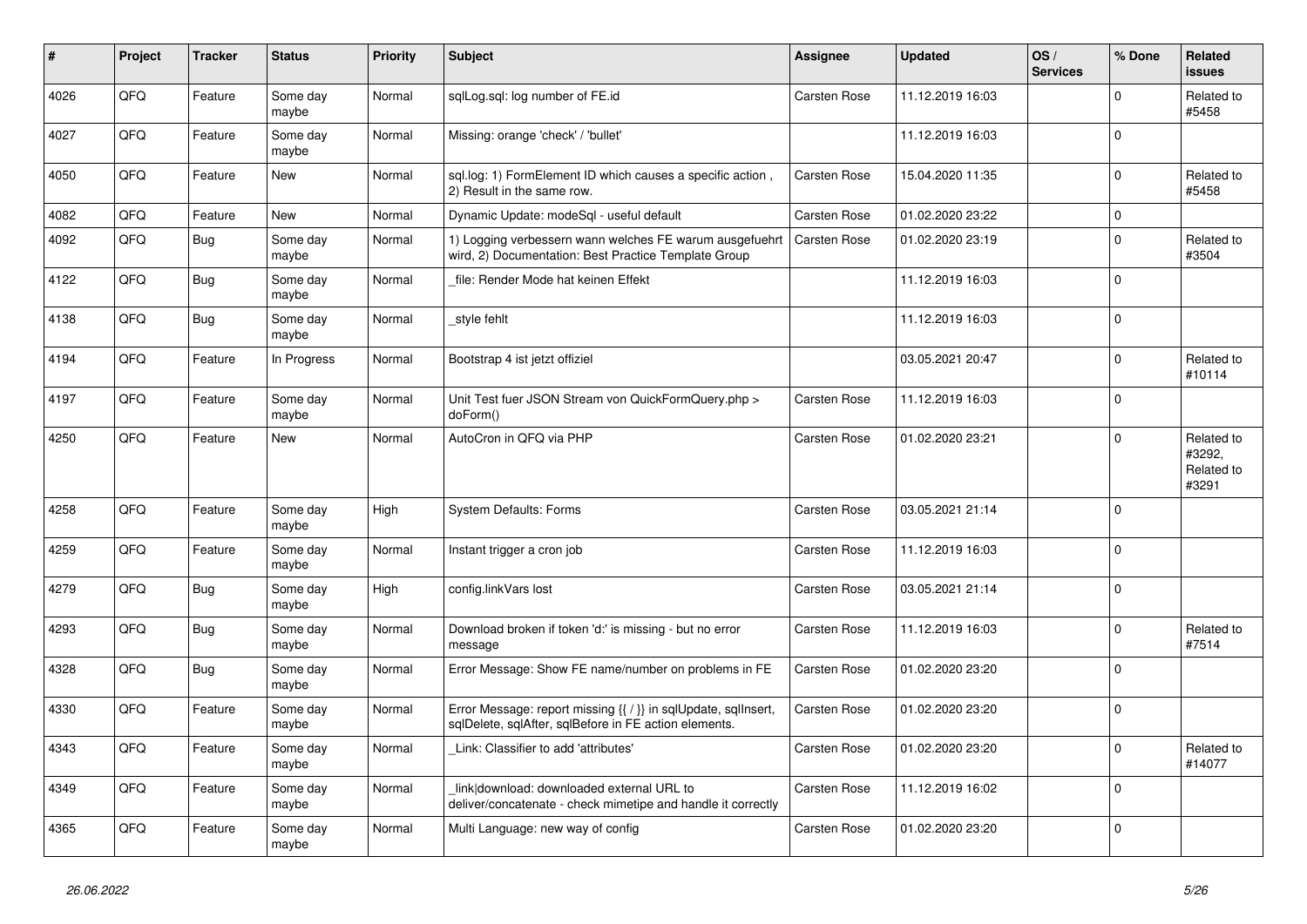| # | Project | Tracker | Status | Priority | Subject | Assignee | Updated | OS / Services | % Done | Related issues |
|---|---|---|---|---|---|---|---|---|---|---|
| 4026 | QFQ | Feature | Some day maybe | Normal | sqlLog.sql: log number of FE.id | Carsten Rose | 11.12.2019 16:03 | | 0 | Related to #5458 |
| 4027 | QFQ | Feature | Some day maybe | Normal | Missing: orange 'check' / 'bullet' | | 11.12.2019 16:03 | | 0 | |
| 4050 | QFQ | Feature | New | Normal | sql.log: 1) FormElement ID which causes a specific action , 2) Result in the same row. | Carsten Rose | 15.04.2020 11:35 | | 0 | Related to #5458 |
| 4082 | QFQ | Feature | New | Normal | Dynamic Update: modeSql - useful default | Carsten Rose | 01.02.2020 23:22 | | 0 | |
| 4092 | QFQ | Bug | Some day maybe | Normal | 1) Logging verbessern wann welches FE warum ausgefuehrt wird, 2) Documentation: Best Practice Template Group | Carsten Rose | 01.02.2020 23:19 | | 0 | Related to #3504 |
| 4122 | QFQ | Bug | Some day maybe | Normal | _file: Render Mode hat keinen Effekt | | 11.12.2019 16:03 | | 0 | |
| 4138 | QFQ | Bug | Some day maybe | Normal | _style fehlt | | 11.12.2019 16:03 | | 0 | |
| 4194 | QFQ | Feature | In Progress | Normal | Bootstrap 4 ist jetzt offiziel | | 03.05.2021 20:47 | | 0 | Related to #10114 |
| 4197 | QFQ | Feature | Some day maybe | Normal | Unit Test fuer JSON Stream von QuickFormQuery.php > doForm() | Carsten Rose | 11.12.2019 16:03 | | 0 | |
| 4250 | QFQ | Feature | New | Normal | AutoCron in QFQ via PHP | Carsten Rose | 01.02.2020 23:21 | | 0 | Related to #3292, Related to #3291 |
| 4258 | QFQ | Feature | Some day maybe | High | System Defaults: Forms | Carsten Rose | 03.05.2021 21:14 | | 0 | |
| 4259 | QFQ | Feature | Some day maybe | Normal | Instant trigger a cron job | Carsten Rose | 11.12.2019 16:03 | | 0 | |
| 4279 | QFQ | Bug | Some day maybe | High | config.linkVars lost | Carsten Rose | 03.05.2021 21:14 | | 0 | |
| 4293 | QFQ | Bug | Some day maybe | Normal | Download broken if token 'd:' is missing - but no error message | Carsten Rose | 11.12.2019 16:03 | | 0 | Related to #7514 |
| 4328 | QFQ | Bug | Some day maybe | Normal | Error Message: Show FE name/number on problems in FE | Carsten Rose | 01.02.2020 23:20 | | 0 | |
| 4330 | QFQ | Feature | Some day maybe | Normal | Error Message: report missing {{ / }} in sqlUpdate, sqlInsert, sqlDelete, sqlAfter, sqlBefore in FE action elements. | Carsten Rose | 01.02.2020 23:20 | | 0 | |
| 4343 | QFQ | Feature | Some day maybe | Normal | _Link: Classifier to add 'attributes' | Carsten Rose | 01.02.2020 23:20 | | 0 | Related to #14077 |
| 4349 | QFQ | Feature | Some day maybe | Normal | _link\|download: downloaded external URL to deliver/concatenate - check mimetipe and handle it correctly | Carsten Rose | 11.12.2019 16:02 | | 0 | |
| 4365 | QFQ | Feature | Some day maybe | Normal | Multi Language: new way of config | Carsten Rose | 01.02.2020 23:20 | | 0 | |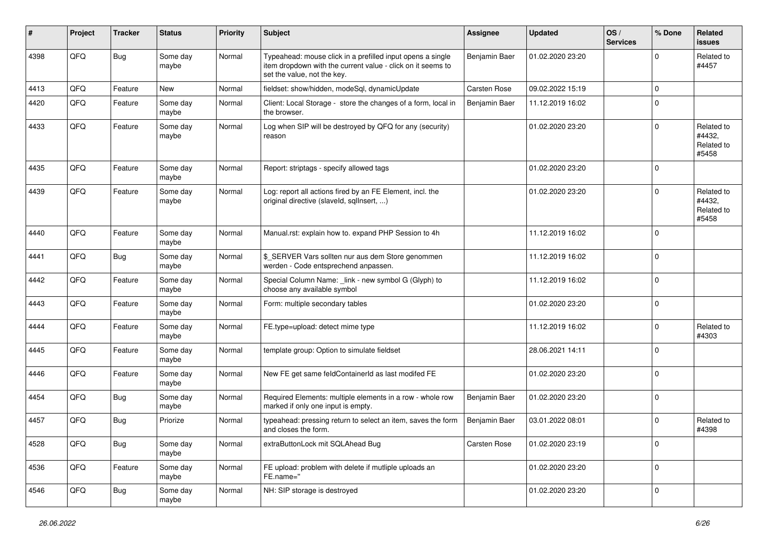| # | Project | Tracker | Status | Priority | Subject | Assignee | Updated | OS / Services | % Done | Related issues |
|---|---|---|---|---|---|---|---|---|---|---|
| 4398 | QFQ | Bug | Some day maybe | Normal | Typeahead: mouse click in a prefilled input opens a single item dropdown with the current value - click on it seems to set the value, not the key. | Benjamin Baer | 01.02.2020 23:20 | | 0 | Related to #4457 |
| 4413 | QFQ | Feature | New | Normal | fieldset: show/hidden, modeSql, dynamicUpdate | Carsten Rose | 09.02.2022 15:19 | | 0 | |
| 4420 | QFQ | Feature | Some day maybe | Normal | Client: Local Storage - store the changes of a form, local in the browser. | Benjamin Baer | 11.12.2019 16:02 | | 0 | |
| 4433 | QFQ | Feature | Some day maybe | Normal | Log when SIP will be destroyed by QFQ for any (security) reason | | 01.02.2020 23:20 | | 0 | Related to #4432, Related to #5458 |
| 4435 | QFQ | Feature | Some day maybe | Normal | Report: striptags - specify allowed tags | | 01.02.2020 23:20 | | 0 | |
| 4439 | QFQ | Feature | Some day maybe | Normal | Log: report all actions fired by an FE Element, incl. the original directive (slaveId, sqlInsert, ...) | | 01.02.2020 23:20 | | 0 | Related to #4432, Related to #5458 |
| 4440 | QFQ | Feature | Some day maybe | Normal | Manual.rst: explain how to. expand PHP Session to 4h | | 11.12.2019 16:02 | | 0 | |
| 4441 | QFQ | Bug | Some day maybe | Normal | $_SERVER Vars sollten nur aus dem Store genommen werden - Code entsprechend anpassen. | | 11.12.2019 16:02 | | 0 | |
| 4442 | QFQ | Feature | Some day maybe | Normal | Special Column Name: _link - new symbol G (Glyph) to choose any available symbol | | 11.12.2019 16:02 | | 0 | |
| 4443 | QFQ | Feature | Some day maybe | Normal | Form: multiple secondary tables | | 01.02.2020 23:20 | | 0 | |
| 4444 | QFQ | Feature | Some day maybe | Normal | FE.type=upload: detect mime type | | 11.12.2019 16:02 | | 0 | Related to #4303 |
| 4445 | QFQ | Feature | Some day maybe | Normal | template group: Option to simulate fieldset | | 28.06.2021 14:11 | | 0 | |
| 4446 | QFQ | Feature | Some day maybe | Normal | New FE get same feldContainerId as last modifed FE | | 01.02.2020 23:20 | | 0 | |
| 4454 | QFQ | Bug | Some day maybe | Normal | Required Elements: multiple elements in a row - whole row marked if only one input is empty. | Benjamin Baer | 01.02.2020 23:20 | | 0 | |
| 4457 | QFQ | Bug | Priorize | Normal | typeahead: pressing return to select an item, saves the form and closes the form. | Benjamin Baer | 03.01.2022 08:01 | | 0 | Related to #4398 |
| 4528 | QFQ | Bug | Some day maybe | Normal | extraButtonLock mit SQLAhead Bug | Carsten Rose | 01.02.2020 23:19 | | 0 | |
| 4536 | QFQ | Feature | Some day maybe | Normal | FE upload: problem with delete if mutliple uploads an FE.name=" | | 01.02.2020 23:20 | | 0 | |
| 4546 | QFQ | Bug | Some day maybe | Normal | NH: SIP storage is destroyed | | 01.02.2020 23:20 | | 0 | |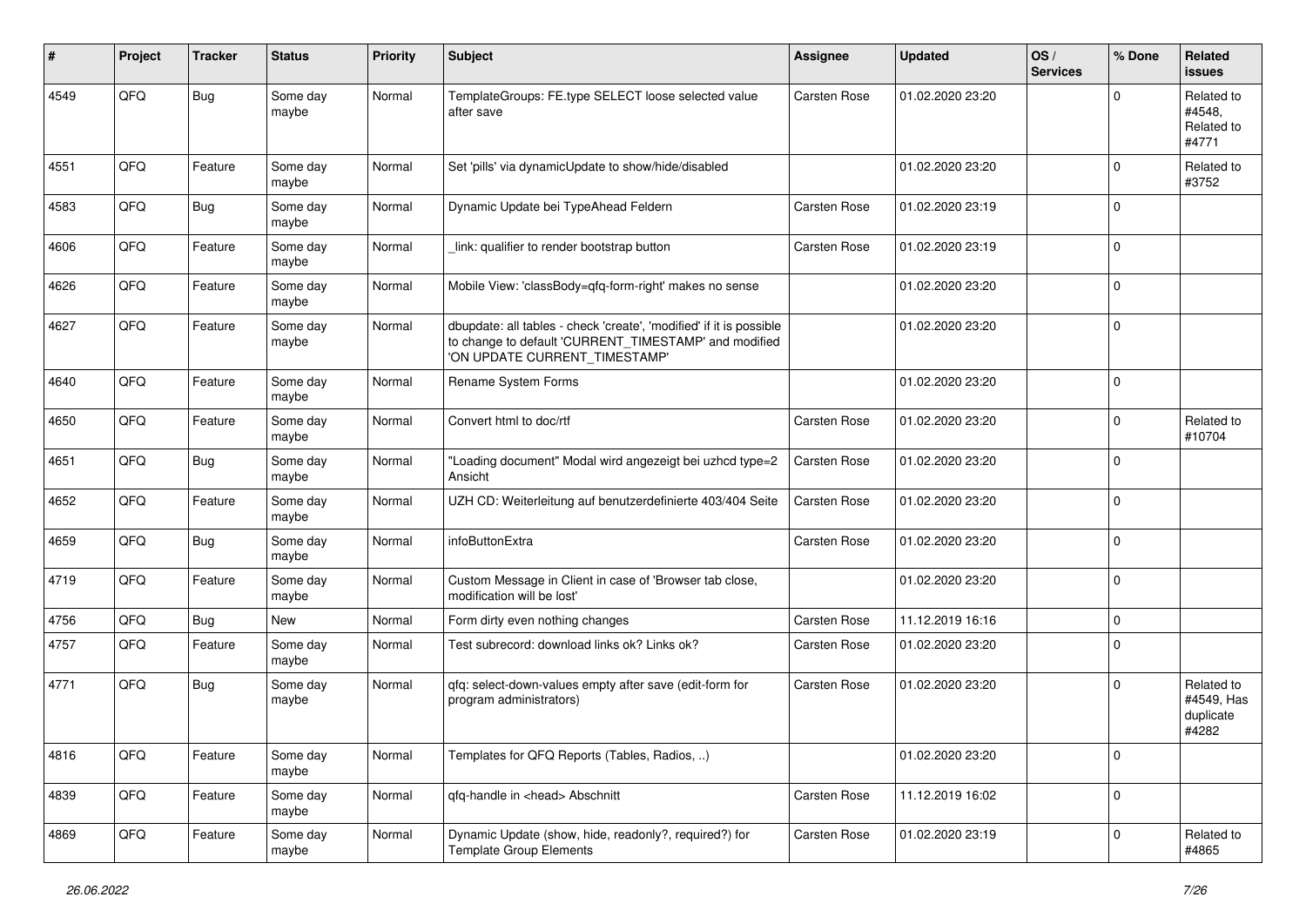| # | Project | Tracker | Status | Priority | Subject | Assignee | Updated | OS / Services | % Done | Related issues |
|---|---|---|---|---|---|---|---|---|---|---|
| 4549 | QFQ | Bug | Some day maybe | Normal | TemplateGroups: FE.type SELECT loose selected value after save | Carsten Rose | 01.02.2020 23:20 | | 0 | Related to #4548, Related to #4771 |
| 4551 | QFQ | Feature | Some day maybe | Normal | Set 'pills' via dynamicUpdate to show/hide/disabled | | 01.02.2020 23:20 | | 0 | Related to #3752 |
| 4583 | QFQ | Bug | Some day maybe | Normal | Dynamic Update bei TypeAhead Feldern | Carsten Rose | 01.02.2020 23:19 | | 0 | |
| 4606 | QFQ | Feature | Some day maybe | Normal | _link: qualifier to render bootstrap button | Carsten Rose | 01.02.2020 23:19 | | 0 | |
| 4626 | QFQ | Feature | Some day maybe | Normal | Mobile View: 'classBody=qfq-form-right' makes no sense | | 01.02.2020 23:20 | | 0 | |
| 4627 | QFQ | Feature | Some day maybe | Normal | dbupdate: all tables - check 'create', 'modified' if it is possible to change to default 'CURRENT_TIMESTAMP' and modified 'ON UPDATE CURRENT_TIMESTAMP' | | 01.02.2020 23:20 | | 0 | |
| 4640 | QFQ | Feature | Some day maybe | Normal | Rename System Forms | | 01.02.2020 23:20 | | 0 | |
| 4650 | QFQ | Feature | Some day maybe | Normal | Convert html to doc/rtf | Carsten Rose | 01.02.2020 23:20 | | 0 | Related to #10704 |
| 4651 | QFQ | Bug | Some day maybe | Normal | "Loading document" Modal wird angezeigt bei uzhcd type=2 Ansicht | Carsten Rose | 01.02.2020 23:20 | | 0 | |
| 4652 | QFQ | Feature | Some day maybe | Normal | UZH CD: Weiterleitung auf benutzerdefinierte 403/404 Seite | Carsten Rose | 01.02.2020 23:20 | | 0 | |
| 4659 | QFQ | Bug | Some day maybe | Normal | infoButtonExtra | Carsten Rose | 01.02.2020 23:20 | | 0 | |
| 4719 | QFQ | Feature | Some day maybe | Normal | Custom Message in Client in case of 'Browser tab close, modification will be lost' | | 01.02.2020 23:20 | | 0 | |
| 4756 | QFQ | Bug | New | Normal | Form dirty even nothing changes | Carsten Rose | 11.12.2019 16:16 | | 0 | |
| 4757 | QFQ | Feature | Some day maybe | Normal | Test subrecord: download links ok? Links ok? | Carsten Rose | 01.02.2020 23:20 | | 0 | |
| 4771 | QFQ | Bug | Some day maybe | Normal | qfq: select-down-values empty after save (edit-form for program administrators) | Carsten Rose | 01.02.2020 23:20 | | 0 | Related to #4549, Has duplicate #4282 |
| 4816 | QFQ | Feature | Some day maybe | Normal | Templates for QFQ Reports (Tables, Radios, ..) | | 01.02.2020 23:20 | | 0 | |
| 4839 | QFQ | Feature | Some day maybe | Normal | qfq-handle in <head> Abschnitt | Carsten Rose | 11.12.2019 16:02 | | 0 | |
| 4869 | QFQ | Feature | Some day maybe | Normal | Dynamic Update (show, hide, readonly?, required?) for Template Group Elements | Carsten Rose | 01.02.2020 23:19 | | 0 | Related to #4865 |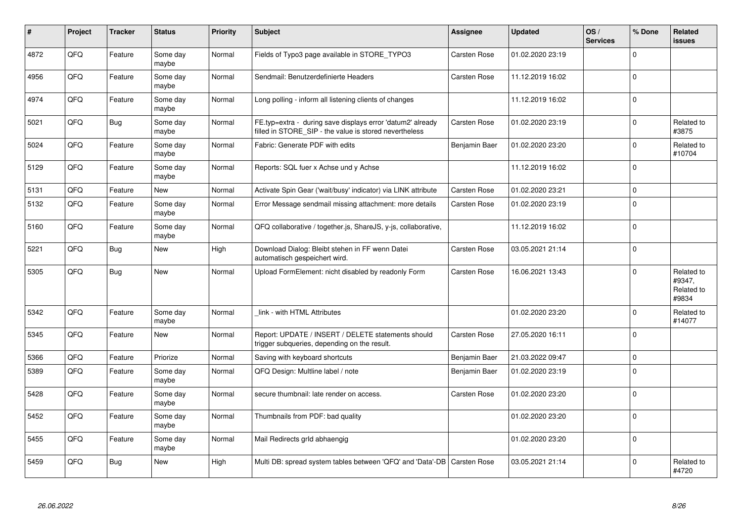| # | Project | Tracker | Status | Priority | Subject | Assignee | Updated | OS / Services | % Done | Related issues |
|---|---|---|---|---|---|---|---|---|---|---|
| 4872 | QFQ | Feature | Some day maybe | Normal | Fields of Typo3 page available in STORE_TYPO3 | Carsten Rose | 01.02.2020 23:19 | | 0 | |
| 4956 | QFQ | Feature | Some day maybe | Normal | Sendmail: Benutzerdefinierte Headers | Carsten Rose | 11.12.2019 16:02 | | 0 | |
| 4974 | QFQ | Feature | Some day maybe | Normal | Long polling - inform all listening clients of changes | | 11.12.2019 16:02 | | 0 | |
| 5021 | QFQ | Bug | Some day maybe | Normal | FE.typ=extra - during save displays error 'datum2' already filled in STORE_SIP - the value is stored nevertheless | Carsten Rose | 01.02.2020 23:19 | | 0 | Related to #3875 |
| 5024 | QFQ | Feature | Some day maybe | Normal | Fabric: Generate PDF with edits | Benjamin Baer | 01.02.2020 23:20 | | 0 | Related to #10704 |
| 5129 | QFQ | Feature | Some day maybe | Normal | Reports: SQL fuer x Achse und y Achse | | 11.12.2019 16:02 | | 0 | |
| 5131 | QFQ | Feature | New | Normal | Activate Spin Gear ('wait/busy' indicator) via LINK attribute | Carsten Rose | 01.02.2020 23:21 | | 0 | |
| 5132 | QFQ | Feature | Some day maybe | Normal | Error Message sendmail missing attachment: more details | Carsten Rose | 01.02.2020 23:19 | | 0 | |
| 5160 | QFQ | Feature | Some day maybe | Normal | QFQ collaborative / together.js, ShareJS, y-js, collaborative, | | 11.12.2019 16:02 | | 0 | |
| 5221 | QFQ | Bug | New | High | Download Dialog: Bleibt stehen in FF wenn Datei automatisch gespeichert wird. | Carsten Rose | 03.05.2021 21:14 | | 0 | |
| 5305 | QFQ | Bug | New | Normal | Upload FormElement: nicht disabled by readonly Form | Carsten Rose | 16.06.2021 13:43 | | 0 | Related to #9347, Related to #9834 |
| 5342 | QFQ | Feature | Some day maybe | Normal | _link - with HTML Attributes | | 01.02.2020 23:20 | | 0 | Related to #14077 |
| 5345 | QFQ | Feature | New | Normal | Report: UPDATE / INSERT / DELETE statements should trigger subqueries, depending on the result. | Carsten Rose | 27.05.2020 16:11 | | 0 | |
| 5366 | QFQ | Feature | Priorize | Normal | Saving with keyboard shortcuts | Benjamin Baer | 21.03.2022 09:47 | | 0 | |
| 5389 | QFQ | Feature | Some day maybe | Normal | QFQ Design: Multline label / note | Benjamin Baer | 01.02.2020 23:19 | | 0 | |
| 5428 | QFQ | Feature | Some day maybe | Normal | secure thumbnail: late render on access. | Carsten Rose | 01.02.2020 23:20 | | 0 | |
| 5452 | QFQ | Feature | Some day maybe | Normal | Thumbnails from PDF: bad quality | | 01.02.2020 23:20 | | 0 | |
| 5455 | QFQ | Feature | Some day maybe | Normal | Mail Redirects grId abhaengig | | 01.02.2020 23:20 | | 0 | |
| 5459 | QFQ | Bug | New | High | Multi DB: spread system tables between 'QFQ' and 'Data'-DB | Carsten Rose | 03.05.2021 21:14 | | 0 | Related to #4720 |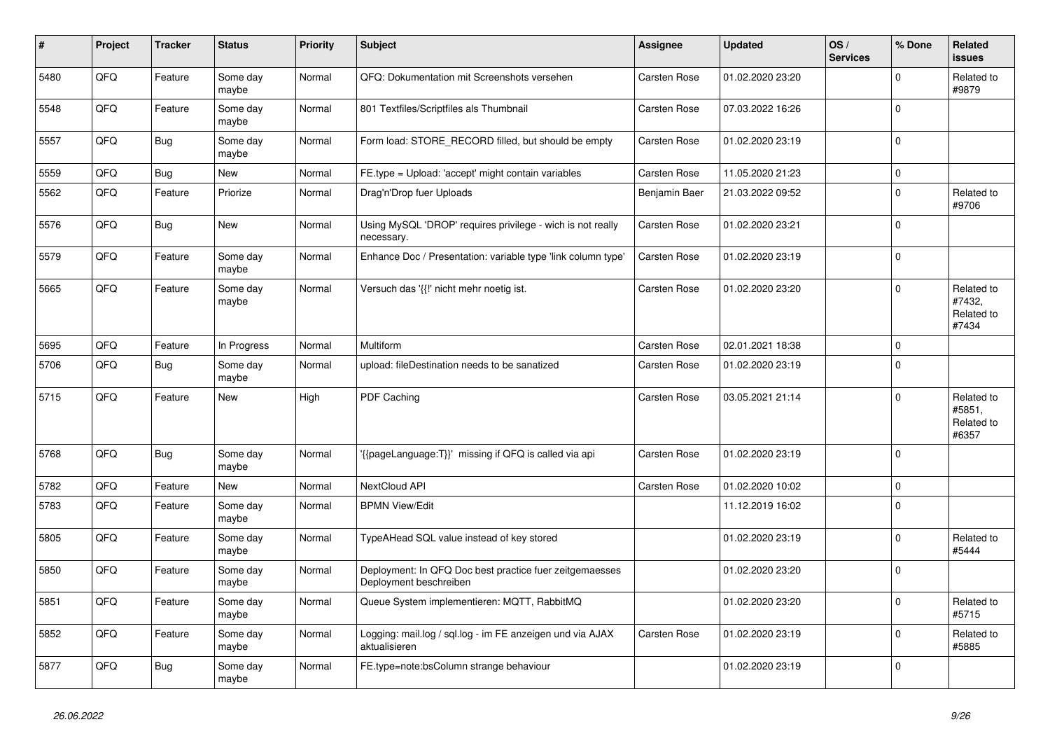| # | Project | Tracker | Status | Priority | Subject | Assignee | Updated | OS / Services | % Done | Related issues |
|---|---|---|---|---|---|---|---|---|---|---|
| 5480 | QFQ | Feature | Some day maybe | Normal | QFQ: Dokumentation mit Screenshots versehen | Carsten Rose | 01.02.2020 23:20 | | 0 | Related to #9879 |
| 5548 | QFQ | Feature | Some day maybe | Normal | 801 Textfiles/Scriptfiles als Thumbnail | Carsten Rose | 07.03.2022 16:26 | | 0 | |
| 5557 | QFQ | Bug | Some day maybe | Normal | Form load: STORE_RECORD filled, but should be empty | Carsten Rose | 01.02.2020 23:19 | | 0 | |
| 5559 | QFQ | Bug | New | Normal | FE.type = Upload: 'accept' might contain variables | Carsten Rose | 11.05.2020 21:23 | | 0 | |
| 5562 | QFQ | Feature | Priorize | Normal | Drag'n'Drop fuer Uploads | Benjamin Baer | 21.03.2022 09:52 | | 0 | Related to #9706 |
| 5576 | QFQ | Bug | New | Normal | Using MySQL 'DROP' requires privilege - wich is not really necessary. | Carsten Rose | 01.02.2020 23:21 | | 0 | |
| 5579 | QFQ | Feature | Some day maybe | Normal | Enhance Doc / Presentation: variable type 'link column type' | Carsten Rose | 01.02.2020 23:19 | | 0 | |
| 5665 | QFQ | Feature | Some day maybe | Normal | Versuch das '{{!' nicht mehr noetig ist. | Carsten Rose | 01.02.2020 23:20 | | 0 | Related to #7432, Related to #7434 |
| 5695 | QFQ | Feature | In Progress | Normal | Multiform | Carsten Rose | 02.01.2021 18:38 | | 0 | |
| 5706 | QFQ | Bug | Some day maybe | Normal | upload: fileDestination needs to be sanatized | Carsten Rose | 01.02.2020 23:19 | | 0 | |
| 5715 | QFQ | Feature | New | High | PDF Caching | Carsten Rose | 03.05.2021 21:14 | | 0 | Related to #5851, Related to #6357 |
| 5768 | QFQ | Bug | Some day maybe | Normal | '{{pageLanguage:T}}' missing if QFQ is called via api | Carsten Rose | 01.02.2020 23:19 | | 0 | |
| 5782 | QFQ | Feature | New | Normal | NextCloud API | Carsten Rose | 01.02.2020 10:02 | | 0 | |
| 5783 | QFQ | Feature | Some day maybe | Normal | BPMN View/Edit | | 11.12.2019 16:02 | | 0 | |
| 5805 | QFQ | Feature | Some day maybe | Normal | TypeAHead SQL value instead of key stored | | 01.02.2020 23:19 | | 0 | Related to #5444 |
| 5850 | QFQ | Feature | Some day maybe | Normal | Deployment: In QFQ Doc best practice fuer zeitgemaesses Deployment beschreiben | | 01.02.2020 23:20 | | 0 | |
| 5851 | QFQ | Feature | Some day maybe | Normal | Queue System implementieren: MQTT, RabbitMQ | | 01.02.2020 23:20 | | 0 | Related to #5715 |
| 5852 | QFQ | Feature | Some day maybe | Normal | Logging: mail.log / sql.log - im FE anzeigen und via AJAX aktualisieren | Carsten Rose | 01.02.2020 23:19 | | 0 | Related to #5885 |
| 5877 | QFQ | Bug | Some day maybe | Normal | FE.type=note:bsColumn strange behaviour | | 01.02.2020 23:19 | | 0 | |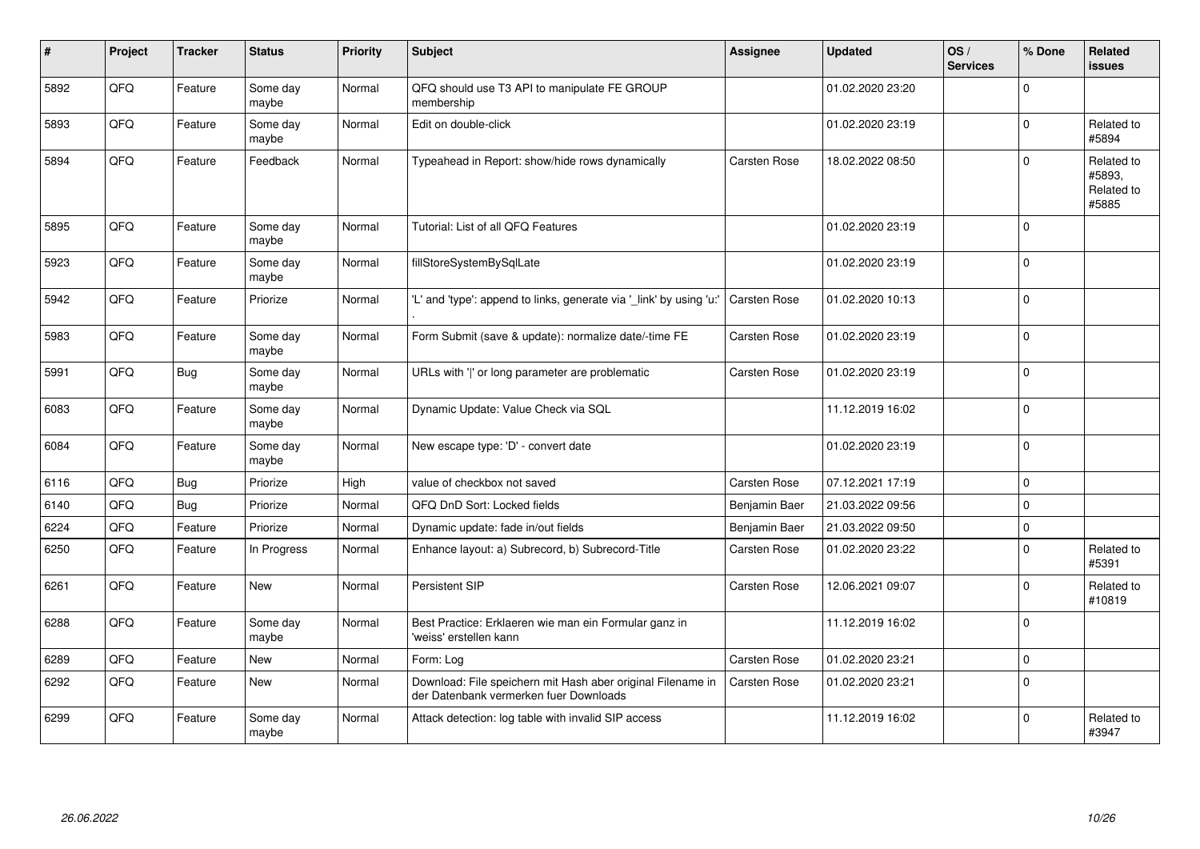| # | Project | Tracker | Status | Priority | Subject | Assignee | Updated | OS / Services | % Done | Related issues |
|---|---|---|---|---|---|---|---|---|---|---|
| 5892 | QFQ | Feature | Some day maybe | Normal | QFQ should use T3 API to manipulate FE GROUP membership | | 01.02.2020 23:20 | | 0 | |
| 5893 | QFQ | Feature | Some day maybe | Normal | Edit on double-click | | 01.02.2020 23:19 | | 0 | Related to #5894 |
| 5894 | QFQ | Feature | Feedback | Normal | Typeahead in Report: show/hide rows dynamically | Carsten Rose | 18.02.2022 08:50 | | 0 | Related to #5893, Related to #5885 |
| 5895 | QFQ | Feature | Some day maybe | Normal | Tutorial: List of all QFQ Features | | 01.02.2020 23:19 | | 0 | |
| 5923 | QFQ | Feature | Some day maybe | Normal | fillStoreSystemBySqlLate | | 01.02.2020 23:19 | | 0 | |
| 5942 | QFQ | Feature | Priorize | Normal | 'L' and 'type': append to links, generate via '_link' by using 'u:' . | Carsten Rose | 01.02.2020 10:13 | | 0 | |
| 5983 | QFQ | Feature | Some day maybe | Normal | Form Submit (save & update): normalize date/-time FE | Carsten Rose | 01.02.2020 23:19 | | 0 | |
| 5991 | QFQ | Bug | Some day maybe | Normal | URLs with '\|' or long parameter are problematic | Carsten Rose | 01.02.2020 23:19 | | 0 | |
| 6083 | QFQ | Feature | Some day maybe | Normal | Dynamic Update: Value Check via SQL | | 11.12.2019 16:02 | | 0 | |
| 6084 | QFQ | Feature | Some day maybe | Normal | New escape type: 'D' - convert date | | 01.02.2020 23:19 | | 0 | |
| 6116 | QFQ | Bug | Priorize | High | value of checkbox not saved | Carsten Rose | 07.12.2021 17:19 | | 0 | |
| 6140 | QFQ | Bug | Priorize | Normal | QFQ DnD Sort: Locked fields | Benjamin Baer | 21.03.2022 09:56 | | 0 | |
| 6224 | QFQ | Feature | Priorize | Normal | Dynamic update: fade in/out fields | Benjamin Baer | 21.03.2022 09:50 | | 0 | |
| 6250 | QFQ | Feature | In Progress | Normal | Enhance layout: a) Subrecord, b) Subrecord-Title | Carsten Rose | 01.02.2020 23:22 | | 0 | Related to #5391 |
| 6261 | QFQ | Feature | New | Normal | Persistent SIP | Carsten Rose | 12.06.2021 09:07 | | 0 | Related to #10819 |
| 6288 | QFQ | Feature | Some day maybe | Normal | Best Practice: Erklaeren wie man ein Formular ganz in 'weiss' erstellen kann | | 11.12.2019 16:02 | | 0 | |
| 6289 | QFQ | Feature | New | Normal | Form: Log | Carsten Rose | 01.02.2020 23:21 | | 0 | |
| 6292 | QFQ | Feature | New | Normal | Download: File speichern mit Hash aber original Filename in der Datenbank vermerken fuer Downloads | Carsten Rose | 01.02.2020 23:21 | | 0 | |
| 6299 | QFQ | Feature | Some day maybe | Normal | Attack detection: log table with invalid SIP access | | 11.12.2019 16:02 | | 0 | Related to #3947 |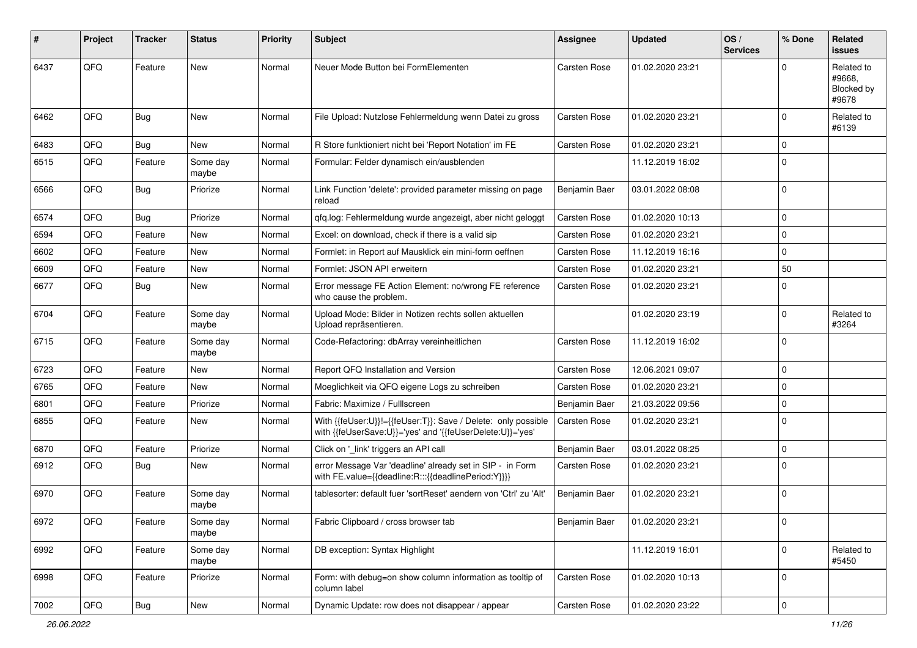| # | Project | Tracker | Status | Priority | Subject | Assignee | Updated | OS / Services | % Done | Related issues |
|---|---|---|---|---|---|---|---|---|---|---|
| 6437 | QFQ | Feature | New | Normal | Neuer Mode Button bei FormElementen | Carsten Rose | 01.02.2020 23:21 | | 0 | Related to #9668, Blocked by #9678 |
| 6462 | QFQ | Bug | New | Normal | File Upload: Nutzlose Fehlermeldung wenn Datei zu gross | Carsten Rose | 01.02.2020 23:21 | | 0 | Related to #6139 |
| 6483 | QFQ | Bug | New | Normal | R Store funktioniert nicht bei 'Report Notation' im FE | Carsten Rose | 01.02.2020 23:21 | | 0 | |
| 6515 | QFQ | Feature | Some day maybe | Normal | Formular: Felder dynamisch ein/ausblenden | | 11.12.2019 16:02 | | 0 | |
| 6566 | QFQ | Bug | Priorize | Normal | Link Function 'delete': provided parameter missing on page reload | Benjamin Baer | 03.01.2022 08:08 | | 0 | |
| 6574 | QFQ | Bug | Priorize | Normal | qfq.log: Fehlermeldung wurde angezeigt, aber nicht geloggt | Carsten Rose | 01.02.2020 10:13 | | 0 | |
| 6594 | QFQ | Feature | New | Normal | Excel: on download, check if there is a valid sip | Carsten Rose | 01.02.2020 23:21 | | 0 | |
| 6602 | QFQ | Feature | New | Normal | Formlet: in Report auf Mausklick ein mini-form oeffnen | Carsten Rose | 11.12.2019 16:16 | | 0 | |
| 6609 | QFQ | Feature | New | Normal | Formlet: JSON API erweitern | Carsten Rose | 01.02.2020 23:21 | | 50 | |
| 6677 | QFQ | Bug | New | Normal | Error message FE Action Element: no/wrong FE reference who cause the problem. | Carsten Rose | 01.02.2020 23:21 | | 0 | |
| 6704 | QFQ | Feature | Some day maybe | Normal | Upload Mode: Bilder in Notizen rechts sollen aktuellen Upload repräsentieren. | | 01.02.2020 23:19 | | 0 | Related to #3264 |
| 6715 | QFQ | Feature | Some day maybe | Normal | Code-Refactoring: dbArray vereinheitlichen | Carsten Rose | 11.12.2019 16:02 | | 0 | |
| 6723 | QFQ | Feature | New | Normal | Report QFQ Installation and Version | Carsten Rose | 12.06.2021 09:07 | | 0 | |
| 6765 | QFQ | Feature | New | Normal | Moeglichkeit via QFQ eigene Logs zu schreiben | Carsten Rose | 01.02.2020 23:21 | | 0 | |
| 6801 | QFQ | Feature | Priorize | Normal | Fabric: Maximize / Fulllscreen | Benjamin Baer | 21.03.2022 09:56 | | 0 | |
| 6855 | QFQ | Feature | New | Normal | With {{feUser:U}}!={{feUser:T}}: Save / Delete: only possible with {{feUserSave:U}}='yes' and '{{feUserDelete:U}}='yes' | Carsten Rose | 01.02.2020 23:21 | | 0 | |
| 6870 | QFQ | Feature | Priorize | Normal | Click on '_link' triggers an API call | Benjamin Baer | 03.01.2022 08:25 | | 0 | |
| 6912 | QFQ | Bug | New | Normal | error Message Var 'deadline' already set in SIP - in Form with FE.value={{deadline:R:::{{deadlinePeriod:Y}}}} | Carsten Rose | 01.02.2020 23:21 | | 0 | |
| 6970 | QFQ | Feature | Some day maybe | Normal | tablesorter: default fuer 'sortReset' aendern von 'Ctrl' zu 'Alt' | Benjamin Baer | 01.02.2020 23:21 | | 0 | |
| 6972 | QFQ | Feature | Some day maybe | Normal | Fabric Clipboard / cross browser tab | Benjamin Baer | 01.02.2020 23:21 | | 0 | |
| 6992 | QFQ | Feature | Some day maybe | Normal | DB exception: Syntax Highlight | | 11.12.2019 16:01 | | 0 | Related to #5450 |
| 6998 | QFQ | Feature | Priorize | Normal | Form: with debug=on show column information as tooltip of column label | Carsten Rose | 01.02.2020 10:13 | | 0 | |
| 7002 | QFQ | Bug | New | Normal | Dynamic Update: row does not disappear / appear | Carsten Rose | 01.02.2020 23:22 | | 0 | |

*26.06.2022*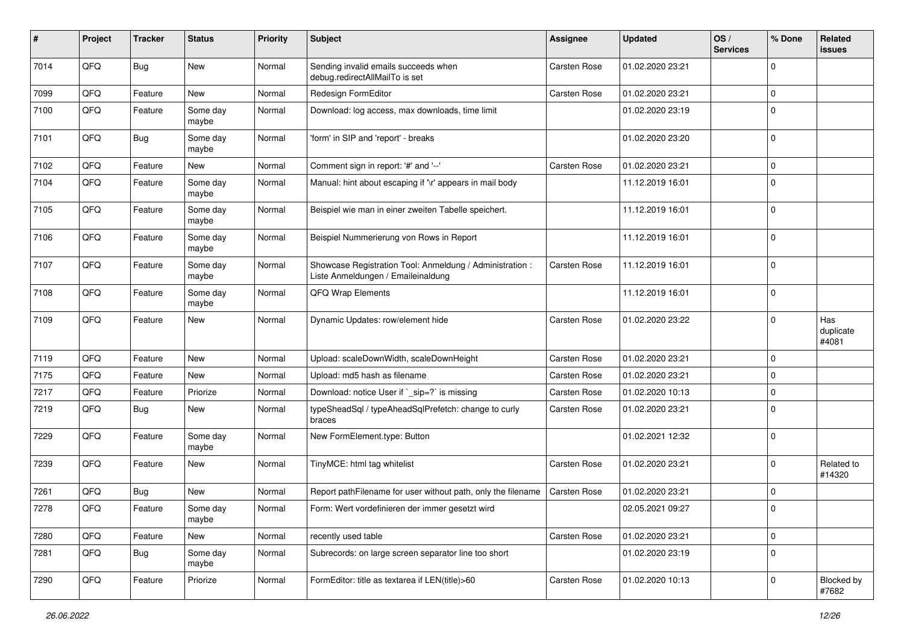| # | Project | Tracker | Status | Priority | Subject | Assignee | Updated | OS / Services | % Done | Related issues |
|---|---|---|---|---|---|---|---|---|---|---|
| 7014 | QFQ | Bug | New | Normal | Sending invalid emails succeeds when debug.redirectAllMailTo is set | Carsten Rose | 01.02.2020 23:21 | | 0 | |
| 7099 | QFQ | Feature | New | Normal | Redesign FormEditor | Carsten Rose | 01.02.2020 23:21 | | 0 | |
| 7100 | QFQ | Feature | Some day maybe | Normal | Download: log access, max downloads, time limit | | 01.02.2020 23:19 | | 0 | |
| 7101 | QFQ | Bug | Some day maybe | Normal | 'form' in SIP and 'report' - breaks | | 01.02.2020 23:20 | | 0 | |
| 7102 | QFQ | Feature | New | Normal | Comment sign in report: '#' and '--' | Carsten Rose | 01.02.2020 23:21 | | 0 | |
| 7104 | QFQ | Feature | Some day maybe | Normal | Manual: hint about escaping if '\r' appears in mail body | | 11.12.2019 16:01 | | 0 | |
| 7105 | QFQ | Feature | Some day maybe | Normal | Beispiel wie man in einer zweiten Tabelle speichert. | | 11.12.2019 16:01 | | 0 | |
| 7106 | QFQ | Feature | Some day maybe | Normal | Beispiel Nummerierung von Rows in Report | | 11.12.2019 16:01 | | 0 | |
| 7107 | QFQ | Feature | Some day maybe | Normal | Showcase Registration Tool: Anmeldung / Administration : Liste Anmeldungen / Emaileinaldung | Carsten Rose | 11.12.2019 16:01 | | 0 | |
| 7108 | QFQ | Feature | Some day maybe | Normal | QFQ Wrap Elements | | 11.12.2019 16:01 | | 0 | |
| 7109 | QFQ | Feature | New | Normal | Dynamic Updates: row/element hide | Carsten Rose | 01.02.2020 23:22 | | 0 | Has duplicate #4081 |
| 7119 | QFQ | Feature | New | Normal | Upload: scaleDownWidth, scaleDownHeight | Carsten Rose | 01.02.2020 23:21 | | 0 | |
| 7175 | QFQ | Feature | New | Normal | Upload: md5 hash as filename | Carsten Rose | 01.02.2020 23:21 | | 0 | |
| 7217 | QFQ | Feature | Priorize | Normal | Download: notice User if `_sip=?` is missing | Carsten Rose | 01.02.2020 10:13 | | 0 | |
| 7219 | QFQ | Bug | New | Normal | typeSheadSql / typeAheadSqlPrefetch: change to curly braces | Carsten Rose | 01.02.2020 23:21 | | 0 | |
| 7229 | QFQ | Feature | Some day maybe | Normal | New FormElement.type: Button | | 01.02.2021 12:32 | | 0 | |
| 7239 | QFQ | Feature | New | Normal | TinyMCE: html tag whitelist | Carsten Rose | 01.02.2020 23:21 | | 0 | Related to #14320 |
| 7261 | QFQ | Bug | New | Normal | Report pathFilename for user without path, only the filename | Carsten Rose | 01.02.2020 23:21 | | 0 | |
| 7278 | QFQ | Feature | Some day maybe | Normal | Form: Wert vordefinieren der immer gesetzt wird | | 02.05.2021 09:27 | | 0 | |
| 7280 | QFQ | Feature | New | Normal | recently used table | Carsten Rose | 01.02.2020 23:21 | | 0 | |
| 7281 | QFQ | Bug | Some day maybe | Normal | Subrecords: on large screen separator line too short | | 01.02.2020 23:19 | | 0 | |
| 7290 | QFQ | Feature | Priorize | Normal | FormEditor: title as textarea if LEN(title)>60 | Carsten Rose | 01.02.2020 10:13 | | 0 | Blocked by #7682 |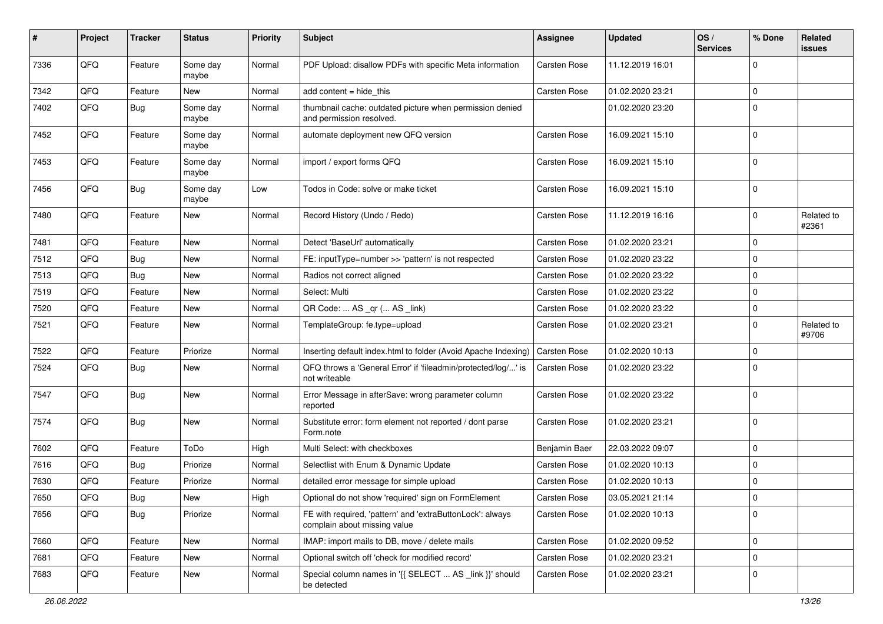| # | Project | Tracker | Status | Priority | Subject | Assignee | Updated | OS / Services | % Done | Related issues |
|---|---|---|---|---|---|---|---|---|---|---|
| 7336 | QFQ | Feature | Some day maybe | Normal | PDF Upload: disallow PDFs with specific Meta information | Carsten Rose | 11.12.2019 16:01 | | 0 | |
| 7342 | QFQ | Feature | New | Normal | add content = hide_this | Carsten Rose | 01.02.2020 23:21 | | 0 | |
| 7402 | QFQ | Bug | Some day maybe | Normal | thumbnail cache: outdated picture when permission denied and permission resolved. | | 01.02.2020 23:20 | | 0 | |
| 7452 | QFQ | Feature | Some day maybe | Normal | automate deployment new QFQ version | Carsten Rose | 16.09.2021 15:10 | | 0 | |
| 7453 | QFQ | Feature | Some day maybe | Normal | import / export forms QFQ | Carsten Rose | 16.09.2021 15:10 | | 0 | |
| 7456 | QFQ | Bug | Some day maybe | Low | Todos in Code: solve or make ticket | Carsten Rose | 16.09.2021 15:10 | | 0 | |
| 7480 | QFQ | Feature | New | Normal | Record History (Undo / Redo) | Carsten Rose | 11.12.2019 16:16 | | 0 | Related to #2361 |
| 7481 | QFQ | Feature | New | Normal | Detect 'BaseUrl' automatically | Carsten Rose | 01.02.2020 23:21 | | 0 | |
| 7512 | QFQ | Bug | New | Normal | FE: inputType=number >> 'pattern' is not respected | Carsten Rose | 01.02.2020 23:22 | | 0 | |
| 7513 | QFQ | Bug | New | Normal | Radios not correct aligned | Carsten Rose | 01.02.2020 23:22 | | 0 | |
| 7519 | QFQ | Feature | New | Normal | Select: Multi | Carsten Rose | 01.02.2020 23:22 | | 0 | |
| 7520 | QFQ | Feature | New | Normal | QR Code: ... AS _qr ( ... AS _link) | Carsten Rose | 01.02.2020 23:22 | | 0 | |
| 7521 | QFQ | Feature | New | Normal | TemplateGroup: fe.type=upload | Carsten Rose | 01.02.2020 23:21 | | 0 | Related to #9706 |
| 7522 | QFQ | Feature | Priorize | Normal | Inserting default index.html to folder (Avoid Apache Indexing) | Carsten Rose | 01.02.2020 10:13 | | 0 | |
| 7524 | QFQ | Bug | New | Normal | QFQ throws a 'General Error' if 'fileadmin/protected/log/...' is not writeable | Carsten Rose | 01.02.2020 23:22 | | 0 | |
| 7547 | QFQ | Bug | New | Normal | Error Message in afterSave: wrong parameter column reported | Carsten Rose | 01.02.2020 23:22 | | 0 | |
| 7574 | QFQ | Bug | New | Normal | Substitute error: form element not reported / dont parse Form.note | Carsten Rose | 01.02.2020 23:21 | | 0 | |
| 7602 | QFQ | Feature | ToDo | High | Multi Select: with checkboxes | Benjamin Baer | 22.03.2022 09:07 | | 0 | |
| 7616 | QFQ | Bug | Priorize | Normal | Selectlist with Enum & Dynamic Update | Carsten Rose | 01.02.2020 10:13 | | 0 | |
| 7630 | QFQ | Feature | Priorize | Normal | detailed error message for simple upload | Carsten Rose | 01.02.2020 10:13 | | 0 | |
| 7650 | QFQ | Bug | New | High | Optional do not show 'required' sign on FormElement | Carsten Rose | 03.05.2021 21:14 | | 0 | |
| 7656 | QFQ | Bug | Priorize | Normal | FE with required, 'pattern' and 'extraButtonLock': always complain about missing value | Carsten Rose | 01.02.2020 10:13 | | 0 | |
| 7660 | QFQ | Feature | New | Normal | IMAP: import mails to DB, move / delete mails | Carsten Rose | 01.02.2020 09:52 | | 0 | |
| 7681 | QFQ | Feature | New | Normal | Optional switch off 'check for modified record' | Carsten Rose | 01.02.2020 23:21 | | 0 | |
| 7683 | QFQ | Feature | New | Normal | Special column names in '{{ SELECT ... AS _link }}' should be detected | Carsten Rose | 01.02.2020 23:21 | | 0 | |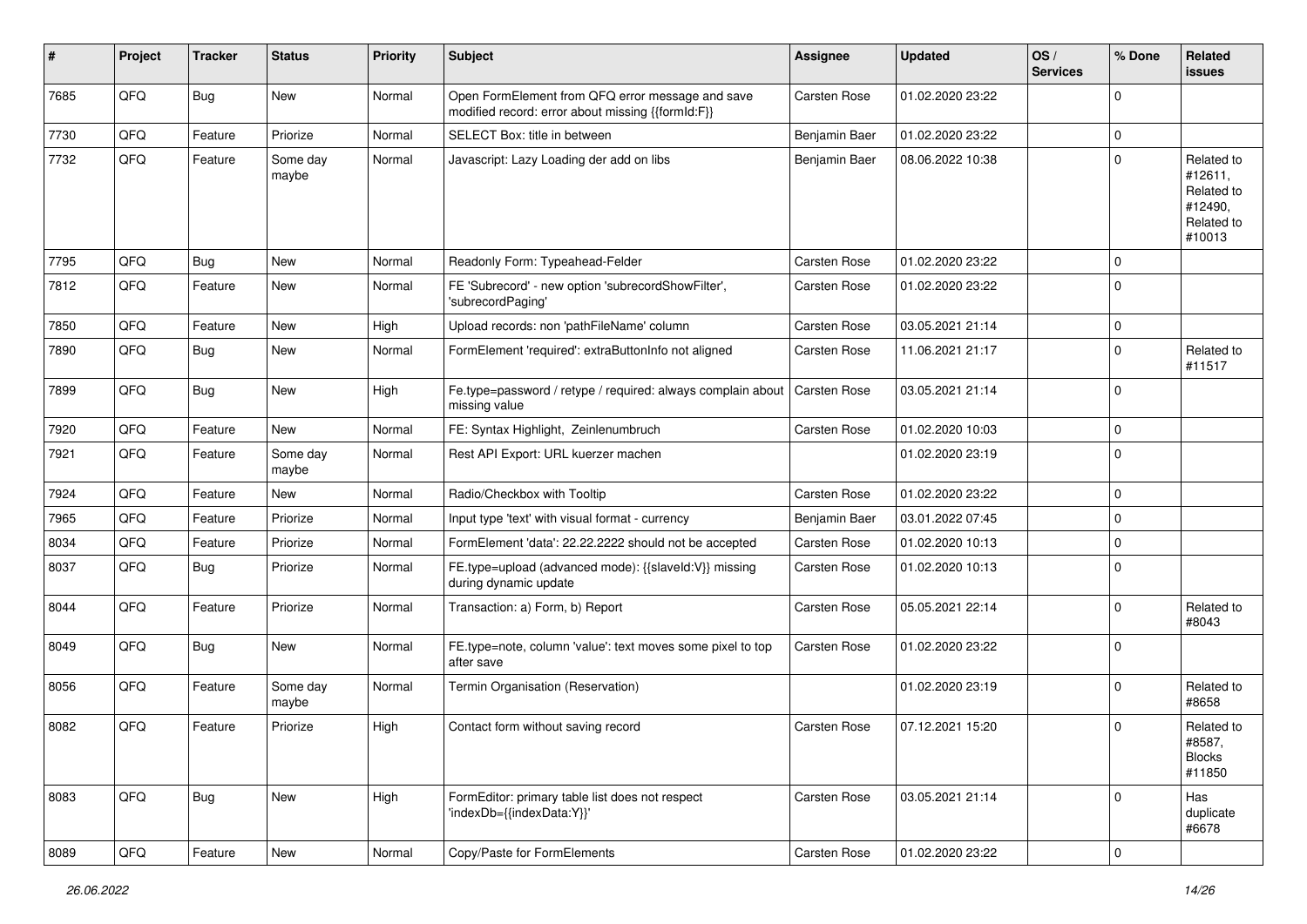| # | Project | Tracker | Status | Priority | Subject | Assignee | Updated | OS / Services | % Done | Related issues |
|---|---|---|---|---|---|---|---|---|---|---|
| 7685 | QFQ | Bug | New | Normal | Open FormElement from QFQ error message and save modified record: error about missing {{formId:F}} | Carsten Rose | 01.02.2020 23:22 | | 0 | |
| 7730 | QFQ | Feature | Priorize | Normal | SELECT Box: title in between | Benjamin Baer | 01.02.2020 23:22 | | 0 | |
| 7732 | QFQ | Feature | Some day maybe | Normal | Javascript: Lazy Loading der add on libs | Benjamin Baer | 08.06.2022 10:38 | | 0 | Related to #12611, Related to #12490, Related to #10013 |
| 7795 | QFQ | Bug | New | Normal | Readonly Form: Typeahead-Felder | Carsten Rose | 01.02.2020 23:22 | | 0 | |
| 7812 | QFQ | Feature | New | Normal | FE 'Subrecord' - new option 'subrecordShowFilter', 'subrecordPaging' | Carsten Rose | 01.02.2020 23:22 | | 0 | |
| 7850 | QFQ | Feature | New | High | Upload records: non 'pathFileName' column | Carsten Rose | 03.05.2021 21:14 | | 0 | |
| 7890 | QFQ | Bug | New | Normal | FormElement 'required': extraButtonInfo not aligned | Carsten Rose | 11.06.2021 21:17 | | 0 | Related to #11517 |
| 7899 | QFQ | Bug | New | High | Fe.type=password / retype / required: always complain about missing value | Carsten Rose | 03.05.2021 21:14 | | 0 | |
| 7920 | QFQ | Feature | New | Normal | FE: Syntax Highlight, Zeinlenumbruch | Carsten Rose | 01.02.2020 10:03 | | 0 | |
| 7921 | QFQ | Feature | Some day maybe | Normal | Rest API Export: URL kuerzer machen | | 01.02.2020 23:19 | | 0 | |
| 7924 | QFQ | Feature | New | Normal | Radio/Checkbox with Tooltip | Carsten Rose | 01.02.2020 23:22 | | 0 | |
| 7965 | QFQ | Feature | Priorize | Normal | Input type 'text' with visual format - currency | Benjamin Baer | 03.01.2022 07:45 | | 0 | |
| 8034 | QFQ | Feature | Priorize | Normal | FormElement 'data': 22.22.2222 should not be accepted | Carsten Rose | 01.02.2020 10:13 | | 0 | |
| 8037 | QFQ | Bug | Priorize | Normal | FE.type=upload (advanced mode): {{slaveId:V}} missing during dynamic update | Carsten Rose | 01.02.2020 10:13 | | 0 | |
| 8044 | QFQ | Feature | Priorize | Normal | Transaction: a) Form, b) Report | Carsten Rose | 05.05.2021 22:14 | | 0 | Related to #8043 |
| 8049 | QFQ | Bug | New | Normal | FE.type=note, column 'value': text moves some pixel to top after save | Carsten Rose | 01.02.2020 23:22 | | 0 | |
| 8056 | QFQ | Feature | Some day maybe | Normal | Termin Organisation (Reservation) | | 01.02.2020 23:19 | | 0 | Related to #8658 |
| 8082 | QFQ | Feature | Priorize | High | Contact form without saving record | Carsten Rose | 07.12.2021 15:20 | | 0 | Related to #8587, Blocks #11850 |
| 8083 | QFQ | Bug | New | High | FormEditor: primary table list does not respect 'indexDb={{indexData:Y}}' | Carsten Rose | 03.05.2021 21:14 | | 0 | Has duplicate #6678 |
| 8089 | QFQ | Feature | New | Normal | Copy/Paste for FormElements | Carsten Rose | 01.02.2020 23:22 | | 0 | |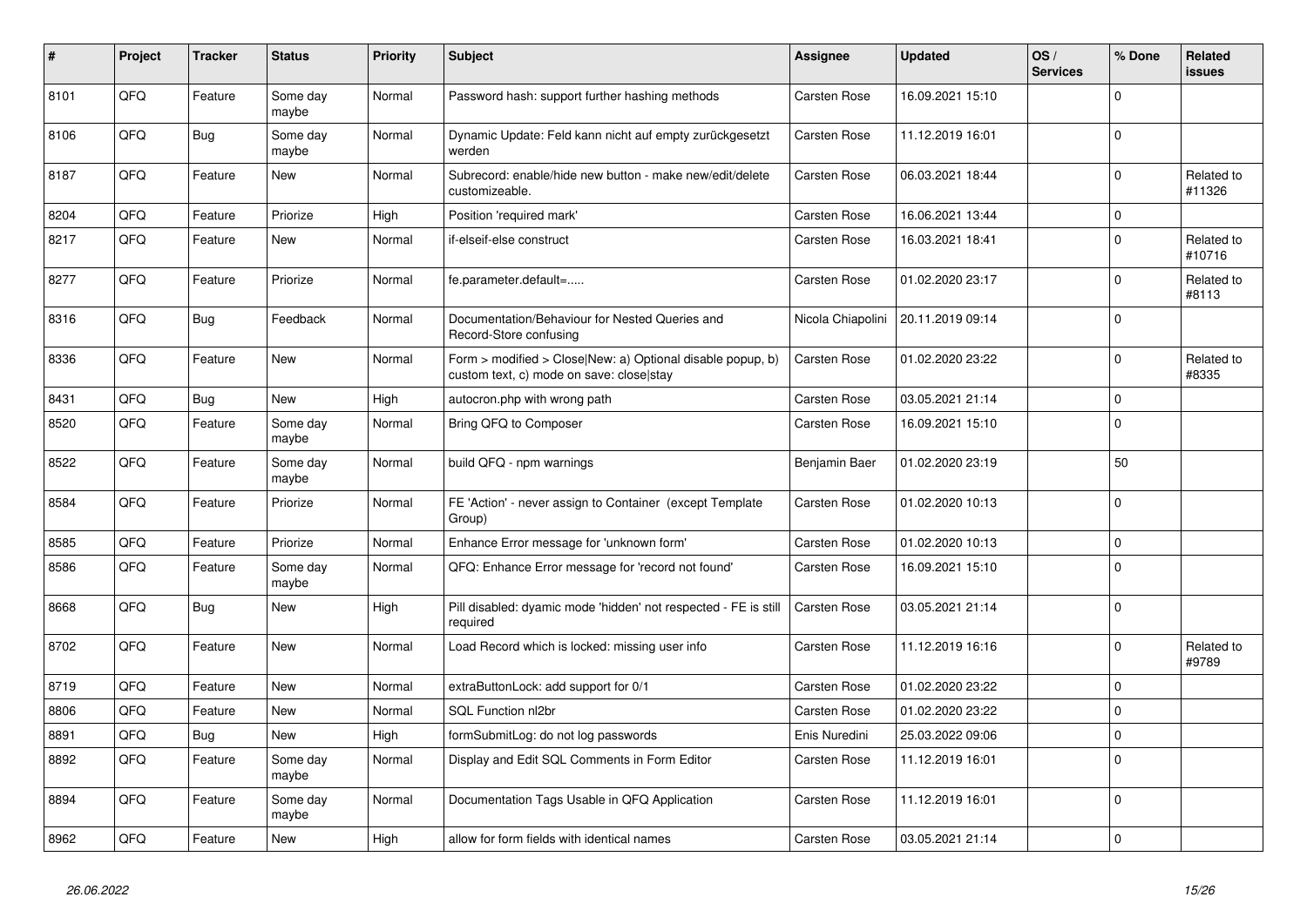| # | Project | Tracker | Status | Priority | Subject | Assignee | Updated | OS / Services | % Done | Related issues |
|---|---|---|---|---|---|---|---|---|---|---|
| 8101 | QFQ | Feature | Some day maybe | Normal | Password hash: support further hashing methods | Carsten Rose | 16.09.2021 15:10 | | 0 | |
| 8106 | QFQ | Bug | Some day maybe | Normal | Dynamic Update: Feld kann nicht auf empty zurückgesetzt werden | Carsten Rose | 11.12.2019 16:01 | | 0 | |
| 8187 | QFQ | Feature | New | Normal | Subrecord: enable/hide new button - make new/edit/delete customizeable. | Carsten Rose | 06.03.2021 18:44 | | 0 | Related to #11326 |
| 8204 | QFQ | Feature | Priorize | High | Position 'required mark' | Carsten Rose | 16.06.2021 13:44 | | 0 | |
| 8217 | QFQ | Feature | New | Normal | if-elseif-else construct | Carsten Rose | 16.03.2021 18:41 | | 0 | Related to #10716 |
| 8277 | QFQ | Feature | Priorize | Normal | fe.parameter.default=..... | Carsten Rose | 01.02.2020 23:17 | | 0 | Related to #8113 |
| 8316 | QFQ | Bug | Feedback | Normal | Documentation/Behaviour for Nested Queries and Record-Store confusing | Nicola Chiapolini | 20.11.2019 09:14 | | 0 | |
| 8336 | QFQ | Feature | New | Normal | Form > modified > Close\|New: a) Optional disable popup, b) custom text, c) mode on save: close\|stay | Carsten Rose | 01.02.2020 23:22 | | 0 | Related to #8335 |
| 8431 | QFQ | Bug | New | High | autocron.php with wrong path | Carsten Rose | 03.05.2021 21:14 | | 0 | |
| 8520 | QFQ | Feature | Some day maybe | Normal | Bring QFQ to Composer | Carsten Rose | 16.09.2021 15:10 | | 0 | |
| 8522 | QFQ | Feature | Some day maybe | Normal | build QFQ - npm warnings | Benjamin Baer | 01.02.2020 23:19 | | 50 | |
| 8584 | QFQ | Feature | Priorize | Normal | FE 'Action' - never assign to Container (except Template Group) | Carsten Rose | 01.02.2020 10:13 | | 0 | |
| 8585 | QFQ | Feature | Priorize | Normal | Enhance Error message for 'unknown form' | Carsten Rose | 01.02.2020 10:13 | | 0 | |
| 8586 | QFQ | Feature | Some day maybe | Normal | QFQ: Enhance Error message for 'record not found' | Carsten Rose | 16.09.2021 15:10 | | 0 | |
| 8668 | QFQ | Bug | New | High | Pill disabled: dyamic mode 'hidden' not respected - FE is still required | Carsten Rose | 03.05.2021 21:14 | | 0 | |
| 8702 | QFQ | Feature | New | Normal | Load Record which is locked: missing user info | Carsten Rose | 11.12.2019 16:16 | | 0 | Related to #9789 |
| 8719 | QFQ | Feature | New | Normal | extraButtonLock: add support for 0/1 | Carsten Rose | 01.02.2020 23:22 | | 0 | |
| 8806 | QFQ | Feature | New | Normal | SQL Function nl2br | Carsten Rose | 01.02.2020 23:22 | | 0 | |
| 8891 | QFQ | Bug | New | High | formSubmitLog: do not log passwords | Enis Nuredini | 25.03.2022 09:06 | | 0 | |
| 8892 | QFQ | Feature | Some day maybe | Normal | Display and Edit SQL Comments in Form Editor | Carsten Rose | 11.12.2019 16:01 | | 0 | |
| 8894 | QFQ | Feature | Some day maybe | Normal | Documentation Tags Usable in QFQ Application | Carsten Rose | 11.12.2019 16:01 | | 0 | |
| 8962 | QFQ | Feature | New | High | allow for form fields with identical names | Carsten Rose | 03.05.2021 21:14 | | 0 | |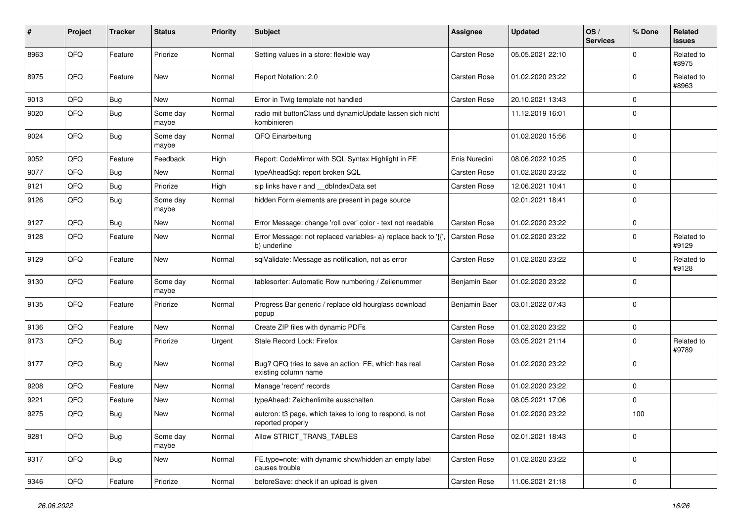| # | Project | Tracker | Status | Priority | Subject | Assignee | Updated | OS / Services | % Done | Related issues |
|---|---|---|---|---|---|---|---|---|---|---|
| 8963 | QFQ | Feature | Priorize | Normal | Setting values in a store: flexible way | Carsten Rose | 05.05.2021 22:10 | | 0 | Related to #8975 |
| 8975 | QFQ | Feature | New | Normal | Report Notation: 2.0 | Carsten Rose | 01.02.2020 23:22 | | 0 | Related to #8963 |
| 9013 | QFQ | Bug | New | Normal | Error in Twig template not handled | Carsten Rose | 20.10.2021 13:43 | | 0 | |
| 9020 | QFQ | Bug | Some day maybe | Normal | radio mit buttonClass und dynamicUpdate lassen sich nicht kombinieren | | 11.12.2019 16:01 | | 0 | |
| 9024 | QFQ | Bug | Some day maybe | Normal | QFQ Einarbeitung | | 01.02.2020 15:56 | | 0 | |
| 9052 | QFQ | Feature | Feedback | High | Report: CodeMirror with SQL Syntax Highlight in FE | Enis Nuredini | 08.06.2022 10:25 | | 0 | |
| 9077 | QFQ | Bug | New | Normal | typeAheadSql: report broken SQL | Carsten Rose | 01.02.2020 23:22 | | 0 | |
| 9121 | QFQ | Bug | Priorize | High | sip links have r and __dbIndexData set | Carsten Rose | 12.06.2021 10:41 | | 0 | |
| 9126 | QFQ | Bug | Some day maybe | Normal | hidden Form elements are present in page source | | 02.01.2021 18:41 | | 0 | |
| 9127 | QFQ | Bug | New | Normal | Error Message: change 'roll over' color - text not readable | Carsten Rose | 01.02.2020 23:22 | | 0 | |
| 9128 | QFQ | Feature | New | Normal | Error Message: not replaced variables- a) replace back to '{{', b) underline | Carsten Rose | 01.02.2020 23:22 | | 0 | Related to #9129 |
| 9129 | QFQ | Feature | New | Normal | sqlValidate: Message as notification, not as error | Carsten Rose | 01.02.2020 23:22 | | 0 | Related to #9128 |
| 9130 | QFQ | Feature | Some day maybe | Normal | tablesorter: Automatic Row numbering / Zeilenummer | Benjamin Baer | 01.02.2020 23:22 | | 0 | |
| 9135 | QFQ | Feature | Priorize | Normal | Progress Bar generic / replace old hourglass download popup | Benjamin Baer | 03.01.2022 07:43 | | 0 | |
| 9136 | QFQ | Feature | New | Normal | Create ZIP files with dynamic PDFs | Carsten Rose | 01.02.2020 23:22 | | 0 | |
| 9173 | QFQ | Bug | Priorize | Urgent | Stale Record Lock: Firefox | Carsten Rose | 03.05.2021 21:14 | | 0 | Related to #9789 |
| 9177 | QFQ | Bug | New | Normal | Bug? QFQ tries to save an action FE, which has real existing column name | Carsten Rose | 01.02.2020 23:22 | | 0 | |
| 9208 | QFQ | Feature | New | Normal | Manage 'recent' records | Carsten Rose | 01.02.2020 23:22 | | 0 | |
| 9221 | QFQ | Feature | New | Normal | typeAhead: Zeichenlimite ausschalten | Carsten Rose | 08.05.2021 17:06 | | 0 | |
| 9275 | QFQ | Bug | New | Normal | autcron: t3 page, which takes to long to respond, is not reported properly | Carsten Rose | 01.02.2020 23:22 | | 100 | |
| 9281 | QFQ | Bug | Some day maybe | Normal | Allow STRICT_TRANS_TABLES | Carsten Rose | 02.01.2021 18:43 | | 0 | |
| 9317 | QFQ | Bug | New | Normal | FE.type=note: with dynamic show/hidden an empty label causes trouble | Carsten Rose | 01.02.2020 23:22 | | 0 | |
| 9346 | QFQ | Feature | Priorize | Normal | beforeSave: check if an upload is given | Carsten Rose | 11.06.2021 21:18 | | 0 | |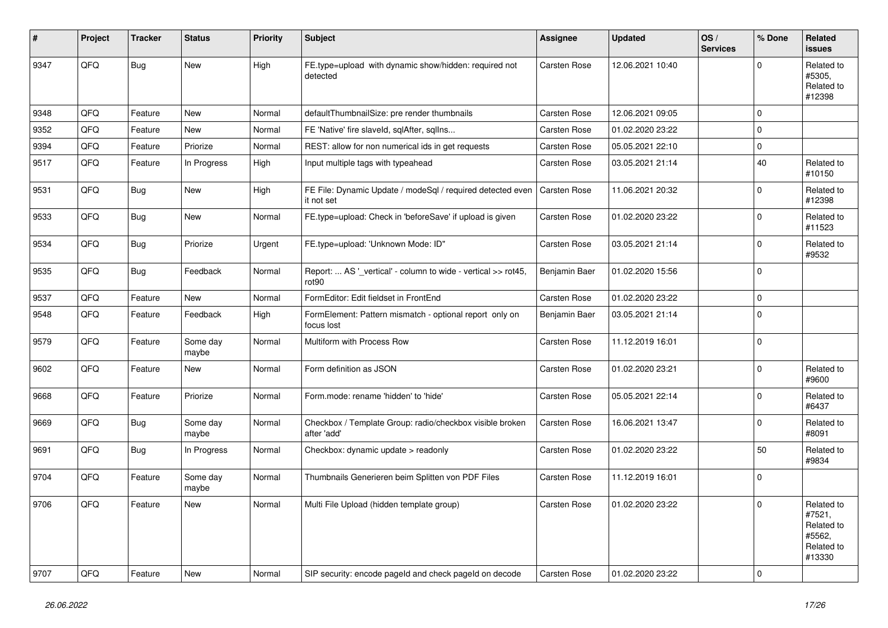| # | Project | Tracker | Status | Priority | Subject | Assignee | Updated | OS / Services | % Done | Related issues |
|---|---|---|---|---|---|---|---|---|---|---|
| 9347 | QFQ | Bug | New | High | FE.type=upload with dynamic show/hidden: required not detected | Carsten Rose | 12.06.2021 10:40 | | 0 | Related to #5305, Related to #12398 |
| 9348 | QFQ | Feature | New | Normal | defaultThumbnailSize: pre render thumbnails | Carsten Rose | 12.06.2021 09:05 | | 0 | |
| 9352 | QFQ | Feature | New | Normal | FE 'Native' fire slaveId, sqlAfter, sqlIns... | Carsten Rose | 01.02.2020 23:22 | | 0 | |
| 9394 | QFQ | Feature | Priorize | Normal | REST: allow for non numerical ids in get requests | Carsten Rose | 05.05.2021 22:10 | | 0 | |
| 9517 | QFQ | Feature | In Progress | High | Input multiple tags with typeahead | Carsten Rose | 03.05.2021 21:14 | | 40 | Related to #10150 |
| 9531 | QFQ | Bug | New | High | FE File: Dynamic Update / modeSql / required detected even it not set | Carsten Rose | 11.06.2021 20:32 | | 0 | Related to #12398 |
| 9533 | QFQ | Bug | New | Normal | FE.type=upload: Check in 'beforeSave' if upload is given | Carsten Rose | 01.02.2020 23:22 | | 0 | Related to #11523 |
| 9534 | QFQ | Bug | Priorize | Urgent | FE.type=upload: 'Unknown Mode: ID" | Carsten Rose | 03.05.2021 21:14 | | 0 | Related to #9532 |
| 9535 | QFQ | Bug | Feedback | Normal | Report: ... AS '_vertical' - column to wide - vertical >> rot45, rot90 | Benjamin Baer | 01.02.2020 15:56 | | 0 | |
| 9537 | QFQ | Feature | New | Normal | FormEditor: Edit fieldset in FrontEnd | Carsten Rose | 01.02.2020 23:22 | | 0 | |
| 9548 | QFQ | Feature | Feedback | High | FormElement: Pattern mismatch - optional report only on focus lost | Benjamin Baer | 03.05.2021 21:14 | | 0 | |
| 9579 | QFQ | Feature | Some day maybe | Normal | Multiform with Process Row | Carsten Rose | 11.12.2019 16:01 | | 0 | |
| 9602 | QFQ | Feature | New | Normal | Form definition as JSON | Carsten Rose | 01.02.2020 23:21 | | 0 | Related to #9600 |
| 9668 | QFQ | Feature | Priorize | Normal | Form.mode: rename 'hidden' to 'hide' | Carsten Rose | 05.05.2021 22:14 | | 0 | Related to #6437 |
| 9669 | QFQ | Bug | Some day maybe | Normal | Checkbox / Template Group: radio/checkbox visible broken after 'add' | Carsten Rose | 16.06.2021 13:47 | | 0 | Related to #8091 |
| 9691 | QFQ | Bug | In Progress | Normal | Checkbox: dynamic update > readonly | Carsten Rose | 01.02.2020 23:22 | | 50 | Related to #9834 |
| 9704 | QFQ | Feature | Some day maybe | Normal | Thumbnails Generieren beim Splitten von PDF Files | Carsten Rose | 11.12.2019 16:01 | | 0 | |
| 9706 | QFQ | Feature | New | Normal | Multi File Upload (hidden template group) | Carsten Rose | 01.02.2020 23:22 | | 0 | Related to #7521, Related to #5562, Related to #13330 |
| 9707 | QFQ | Feature | New | Normal | SIP security: encode pageId and check pageId on decode | Carsten Rose | 01.02.2020 23:22 | | 0 | |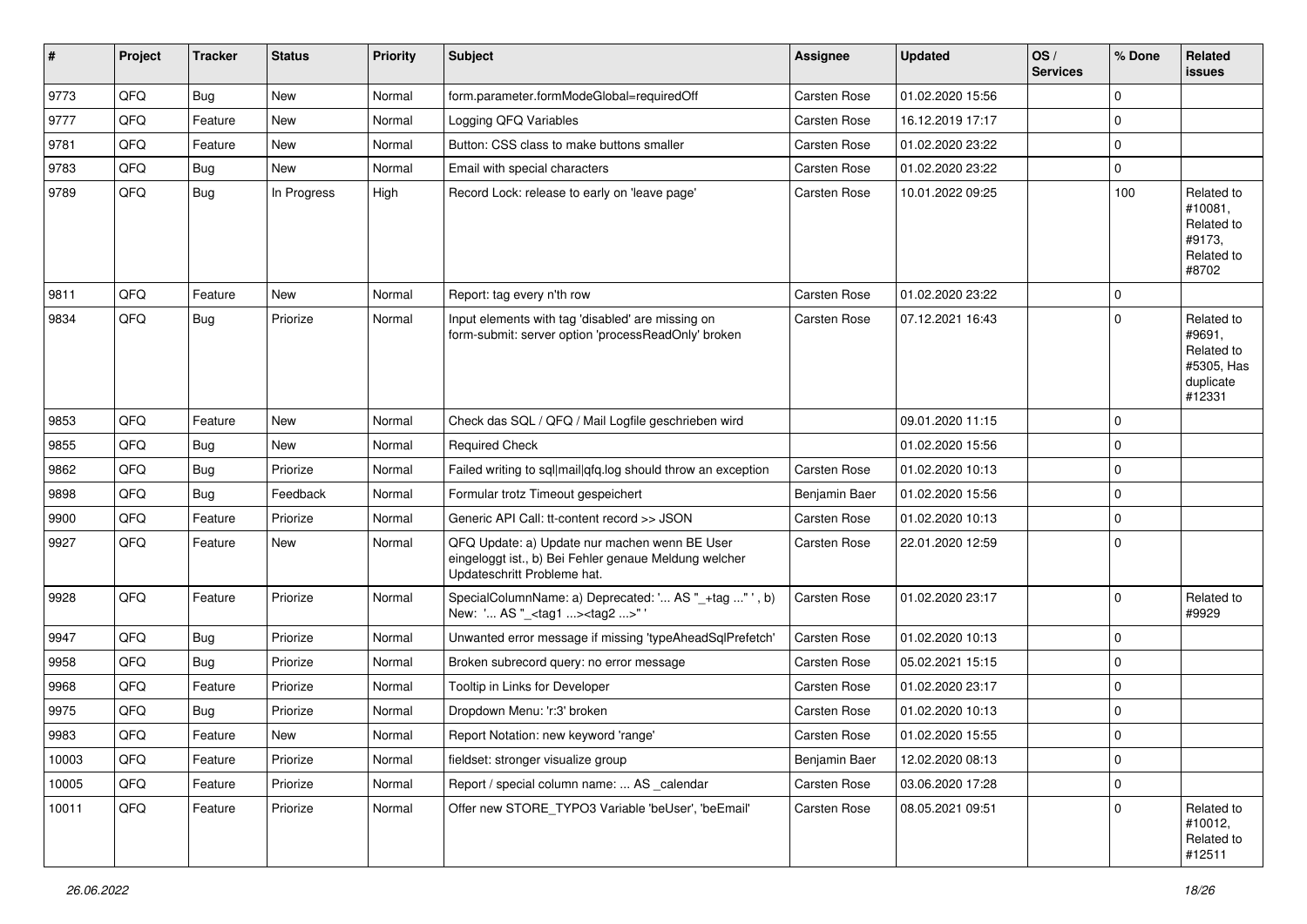| # | Project | Tracker | Status | Priority | Subject | Assignee | Updated | OS / Services | % Done | Related issues |
|---|---|---|---|---|---|---|---|---|---|---|
| 9773 | QFQ | Bug | New | Normal | form.parameter.formModeGlobal=requiredOff | Carsten Rose | 01.02.2020 15:56 | | 0 | |
| 9777 | QFQ | Feature | New | Normal | Logging QFQ Variables | Carsten Rose | 16.12.2019 17:17 | | 0 | |
| 9781 | QFQ | Feature | New | Normal | Button: CSS class to make buttons smaller | Carsten Rose | 01.02.2020 23:22 | | 0 | |
| 9783 | QFQ | Bug | New | Normal | Email with special characters | Carsten Rose | 01.02.2020 23:22 | | 0 | |
| 9789 | QFQ | Bug | In Progress | High | Record Lock: release to early on 'leave page' | Carsten Rose | 10.01.2022 09:25 | | 100 | Related to #10081, Related to #9173, Related to #8702 |
| 9811 | QFQ | Feature | New | Normal | Report: tag every n'th row | Carsten Rose | 01.02.2020 23:22 | | 0 | |
| 9834 | QFQ | Bug | Priorize | Normal | Input elements with tag 'disabled' are missing on form-submit: server option 'processReadOnly' broken | Carsten Rose | 07.12.2021 16:43 | | 0 | Related to #9691, Related to #5305, Has duplicate #12331 |
| 9853 | QFQ | Feature | New | Normal | Check das SQL / QFQ / Mail Logfile geschrieben wird | | 09.01.2020 11:15 | | 0 | |
| 9855 | QFQ | Bug | New | Normal | Required Check | | 01.02.2020 15:56 | | 0 | |
| 9862 | QFQ | Bug | Priorize | Normal | Failed writing to sql\|mail\|qfq.log should throw an exception | Carsten Rose | 01.02.2020 10:13 | | 0 | |
| 9898 | QFQ | Bug | Feedback | Normal | Formular trotz Timeout gespeichert | Benjamin Baer | 01.02.2020 15:56 | | 0 | |
| 9900 | QFQ | Feature | Priorize | Normal | Generic API Call: tt-content record >> JSON | Carsten Rose | 01.02.2020 10:13 | | 0 | |
| 9927 | QFQ | Feature | New | Normal | QFQ Update: a) Update nur machen wenn BE User eingeloggt ist., b) Bei Fehler genaue Meldung welcher Updateschritt Probleme hat. | Carsten Rose | 22.01.2020 12:59 | | 0 | |
| 9928 | QFQ | Feature | Priorize | Normal | SpecialColumnName: a) Deprecated: '... AS "_+tag ..." ', b) New: '... AS "_<tag1 ...><tag2 ...>" ' | Carsten Rose | 01.02.2020 23:17 | | 0 | Related to #9929 |
| 9947 | QFQ | Bug | Priorize | Normal | Unwanted error message if missing 'typeAheadSqlPrefetch' | Carsten Rose | 01.02.2020 10:13 | | 0 | |
| 9958 | QFQ | Bug | Priorize | Normal | Broken subrecord query: no error message | Carsten Rose | 05.02.2021 15:15 | | 0 | |
| 9968 | QFQ | Feature | Priorize | Normal | Tooltip in Links for Developer | Carsten Rose | 01.02.2020 23:17 | | 0 | |
| 9975 | QFQ | Bug | Priorize | Normal | Dropdown Menu: 'r:3' broken | Carsten Rose | 01.02.2020 10:13 | | 0 | |
| 9983 | QFQ | Feature | New | Normal | Report Notation: new keyword 'range' | Carsten Rose | 01.02.2020 15:55 | | 0 | |
| 10003 | QFQ | Feature | Priorize | Normal | fieldset: stronger visualize group | Benjamin Baer | 12.02.2020 08:13 | | 0 | |
| 10005 | QFQ | Feature | Priorize | Normal | Report / special column name: ... AS _calendar | Carsten Rose | 03.06.2020 17:28 | | 0 | |
| 10011 | QFQ | Feature | Priorize | Normal | Offer new STORE_TYPO3 Variable 'beUser', 'beEmail' | Carsten Rose | 08.05.2021 09:51 | | 0 | Related to #10012, Related to #12511 |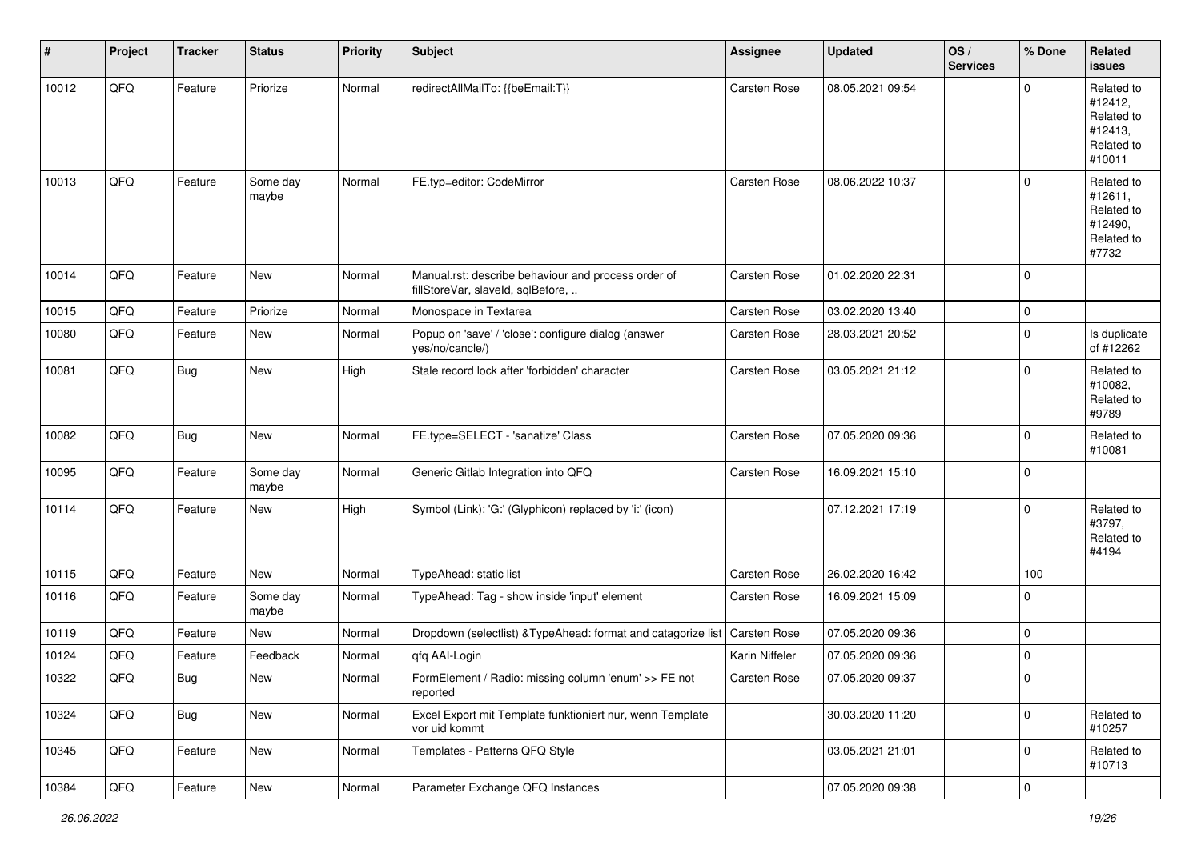| # | Project | Tracker | Status | Priority | Subject | Assignee | Updated | OS / Services | % Done | Related issues |
|---|---|---|---|---|---|---|---|---|---|---|
| 10012 | QFQ | Feature | Priorize | Normal | redirectAllMailTo: {{beEmail:T}} | Carsten Rose | 08.05.2021 09:54 | | 0 | Related to #12412, Related to #12413, Related to #10011 |
| 10013 | QFQ | Feature | Some day maybe | Normal | FE.typ=editor: CodeMirror | Carsten Rose | 08.06.2022 10:37 | | 0 | Related to #12611, Related to #12490, Related to #7732 |
| 10014 | QFQ | Feature | New | Normal | Manual.rst: describe behaviour and process order of fillStoreVar, slaveId, sqlBefore, .. | Carsten Rose | 01.02.2020 22:31 | | 0 | |
| 10015 | QFQ | Feature | Priorize | Normal | Monospace in Textarea | Carsten Rose | 03.02.2020 13:40 | | 0 | |
| 10080 | QFQ | Feature | New | Normal | Popup on 'save' / 'close': configure dialog (answer yes/no/cancle/) | Carsten Rose | 28.03.2021 20:52 | | 0 | Is duplicate of #12262 |
| 10081 | QFQ | Bug | New | High | Stale record lock after 'forbidden' character | Carsten Rose | 03.05.2021 21:12 | | 0 | Related to #10082, Related to #9789 |
| 10082 | QFQ | Bug | New | Normal | FE.type=SELECT - 'sanatize' Class | Carsten Rose | 07.05.2020 09:36 | | 0 | Related to #10081 |
| 10095 | QFQ | Feature | Some day maybe | Normal | Generic Gitlab Integration into QFQ | Carsten Rose | 16.09.2021 15:10 | | 0 | |
| 10114 | QFQ | Feature | New | High | Symbol (Link): 'G:' (Glyphicon) replaced by 'i:' (icon) | | 07.12.2021 17:19 | | 0 | Related to #3797, Related to #4194 |
| 10115 | QFQ | Feature | New | Normal | TypeAhead: static list | Carsten Rose | 26.02.2020 16:42 | | 100 | |
| 10116 | QFQ | Feature | Some day maybe | Normal | TypeAhead: Tag - show inside 'input' element | Carsten Rose | 16.09.2021 15:09 | | 0 | |
| 10119 | QFQ | Feature | New | Normal | Dropdown (selectlist) &TypeAhead: format and catagorize list | Carsten Rose | 07.05.2020 09:36 | | 0 | |
| 10124 | QFQ | Feature | Feedback | Normal | qfq AAI-Login | Karin Niffeler | 07.05.2020 09:36 | | 0 | |
| 10322 | QFQ | Bug | New | Normal | FormElement / Radio: missing column 'enum' >> FE not reported | Carsten Rose | 07.05.2020 09:37 | | 0 | |
| 10324 | QFQ | Bug | New | Normal | Excel Export mit Template funktioniert nur, wenn Template vor uid kommt | | 30.03.2020 11:20 | | 0 | Related to #10257 |
| 10345 | QFQ | Feature | New | Normal | Templates - Patterns QFQ Style | | 03.05.2021 21:01 | | 0 | Related to #10713 |
| 10384 | QFQ | Feature | New | Normal | Parameter Exchange QFQ Instances | | 07.05.2020 09:38 | | 0 | |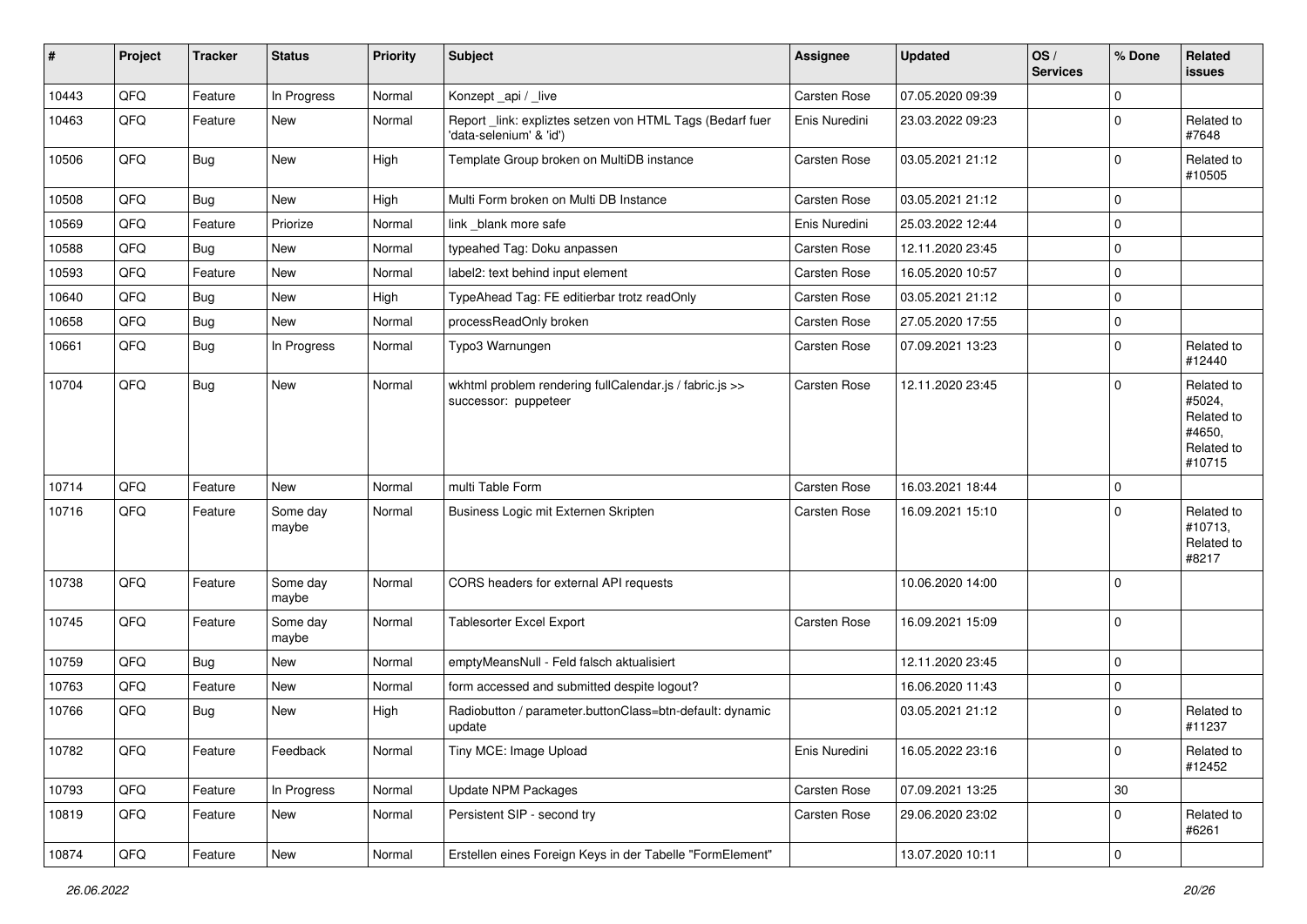| # | Project | Tracker | Status | Priority | Subject | Assignee | Updated | OS / Services | % Done | Related issues |
|---|---|---|---|---|---|---|---|---|---|---|
| 10443 | QFQ | Feature | In Progress | Normal | Konzept _api / _live | Carsten Rose | 07.05.2020 09:39 | | 0 | |
| 10463 | QFQ | Feature | New | Normal | Report _link: expliztes setzen von HTML Tags (Bedarf fuer 'data-selenium' & 'id') | Enis Nuredini | 23.03.2022 09:23 | | 0 | Related to #7648 |
| 10506 | QFQ | Bug | New | High | Template Group broken on MultiDB instance | Carsten Rose | 03.05.2021 21:12 | | 0 | Related to #10505 |
| 10508 | QFQ | Bug | New | High | Multi Form broken on Multi DB Instance | Carsten Rose | 03.05.2021 21:12 | | 0 | |
| 10569 | QFQ | Feature | Priorize | Normal | link _blank more safe | Enis Nuredini | 25.03.2022 12:44 | | 0 | |
| 10588 | QFQ | Bug | New | Normal | typeahed Tag: Doku anpassen | Carsten Rose | 12.11.2020 23:45 | | 0 | |
| 10593 | QFQ | Feature | New | Normal | label2: text behind input element | Carsten Rose | 16.05.2020 10:57 | | 0 | |
| 10640 | QFQ | Bug | New | High | TypeAhead Tag: FE editierbar trotz readOnly | Carsten Rose | 03.05.2021 21:12 | | 0 | |
| 10658 | QFQ | Bug | New | Normal | processReadOnly broken | Carsten Rose | 27.05.2020 17:55 | | 0 | |
| 10661 | QFQ | Bug | In Progress | Normal | Typo3 Warnungen | Carsten Rose | 07.09.2021 13:23 | | 0 | Related to #12440 |
| 10704 | QFQ | Bug | New | Normal | wkhtml problem rendering fullCalendar.js / fabric.js >> successor: puppeteer | Carsten Rose | 12.11.2020 23:45 | | 0 | Related to #5024, Related to #4650, Related to #10715 |
| 10714 | QFQ | Feature | New | Normal | multi Table Form | Carsten Rose | 16.03.2021 18:44 | | 0 | |
| 10716 | QFQ | Feature | Some day maybe | Normal | Business Logic mit Externen Skripten | Carsten Rose | 16.09.2021 15:10 | | 0 | Related to #10713, Related to #8217 |
| 10738 | QFQ | Feature | Some day maybe | Normal | CORS headers for external API requests | | 10.06.2020 14:00 | | 0 | |
| 10745 | QFQ | Feature | Some day maybe | Normal | Tablesorter Excel Export | Carsten Rose | 16.09.2021 15:09 | | 0 | |
| 10759 | QFQ | Bug | New | Normal | emptyMeansNull - Feld falsch aktualisiert | | 12.11.2020 23:45 | | 0 | |
| 10763 | QFQ | Feature | New | Normal | form accessed and submitted despite logout? | | 16.06.2020 11:43 | | 0 | |
| 10766 | QFQ | Bug | New | High | Radiobutton / parameter.buttonClass=btn-default: dynamic update | | 03.05.2021 21:12 | | 0 | Related to #11237 |
| 10782 | QFQ | Feature | Feedback | Normal | Tiny MCE: Image Upload | Enis Nuredini | 16.05.2022 23:16 | | 0 | Related to #12452 |
| 10793 | QFQ | Feature | In Progress | Normal | Update NPM Packages | Carsten Rose | 07.09.2021 13:25 | | 30 | |
| 10819 | QFQ | Feature | New | Normal | Persistent SIP - second try | Carsten Rose | 29.06.2020 23:02 | | 0 | Related to #6261 |
| 10874 | QFQ | Feature | New | Normal | Erstellen eines Foreign Keys in der Tabelle "FormElement" | | 13.07.2020 10:11 | | 0 | |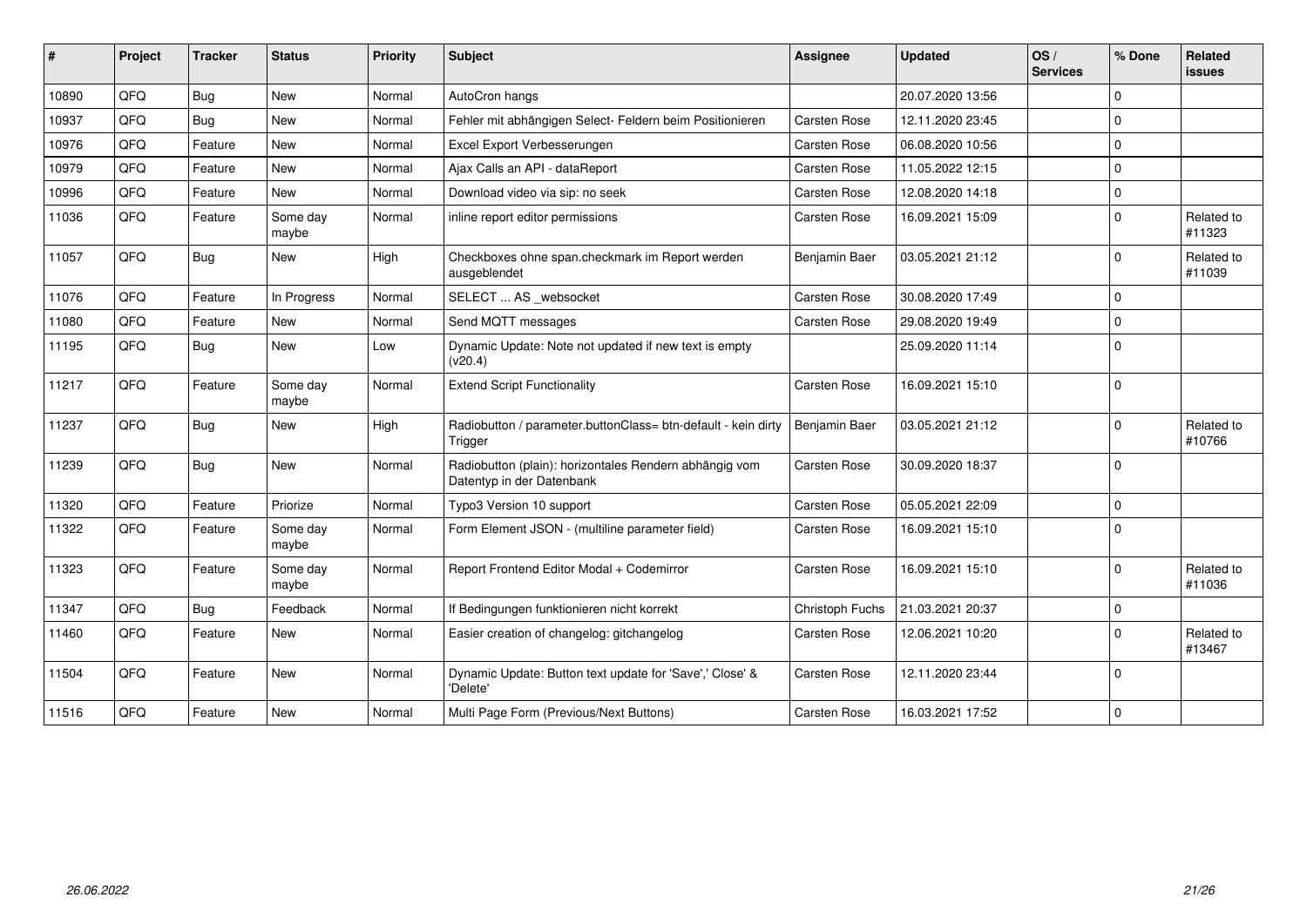| # | Project | Tracker | Status | Priority | Subject | Assignee | Updated | OS / Services | % Done | Related issues |
|---|---|---|---|---|---|---|---|---|---|---|
| 10890 | QFQ | Bug | New | Normal | AutoCron hangs | | 20.07.2020 13:56 | | 0 | |
| 10937 | QFQ | Bug | New | Normal | Fehler mit abhängigen Select- Feldern beim Positionieren | Carsten Rose | 12.11.2020 23:45 | | 0 | |
| 10976 | QFQ | Feature | New | Normal | Excel Export Verbesserungen | Carsten Rose | 06.08.2020 10:56 | | 0 | |
| 10979 | QFQ | Feature | New | Normal | Ajax Calls an API - dataReport | Carsten Rose | 11.05.2022 12:15 | | 0 | |
| 10996 | QFQ | Feature | New | Normal | Download video via sip: no seek | Carsten Rose | 12.08.2020 14:18 | | 0 | |
| 11036 | QFQ | Feature | Some day maybe | Normal | inline report editor permissions | Carsten Rose | 16.09.2021 15:09 | | 0 | Related to #11323 |
| 11057 | QFQ | Bug | New | High | Checkboxes ohne span.checkmark im Report werden ausgeblendet | Benjamin Baer | 03.05.2021 21:12 | | 0 | Related to #11039 |
| 11076 | QFQ | Feature | In Progress | Normal | SELECT ... AS _websocket | Carsten Rose | 30.08.2020 17:49 | | 0 | |
| 11080 | QFQ | Feature | New | Normal | Send MQTT messages | Carsten Rose | 29.08.2020 19:49 | | 0 | |
| 11195 | QFQ | Bug | New | Low | Dynamic Update: Note not updated if new text is empty (v20.4) | | 25.09.2020 11:14 | | 0 | |
| 11217 | QFQ | Feature | Some day maybe | Normal | Extend Script Functionality | Carsten Rose | 16.09.2021 15:10 | | 0 | |
| 11237 | QFQ | Bug | New | High | Radiobutton / parameter.buttonClass= btn-default - kein dirty Trigger | Benjamin Baer | 03.05.2021 21:12 | | 0 | Related to #10766 |
| 11239 | QFQ | Bug | New | Normal | Radiobutton (plain): horizontales Rendern abhängig vom Datentyp in der Datenbank | Carsten Rose | 30.09.2020 18:37 | | 0 | |
| 11320 | QFQ | Feature | Priorize | Normal | Typo3 Version 10 support | Carsten Rose | 05.05.2021 22:09 | | 0 | |
| 11322 | QFQ | Feature | Some day maybe | Normal | Form Element JSON - (multiline parameter field) | Carsten Rose | 16.09.2021 15:10 | | 0 | |
| 11323 | QFQ | Feature | Some day maybe | Normal | Report Frontend Editor Modal + Codemirror | Carsten Rose | 16.09.2021 15:10 | | 0 | Related to #11036 |
| 11347 | QFQ | Bug | Feedback | Normal | If Bedingungen funktionieren nicht korrekt | Christoph Fuchs | 21.03.2021 20:37 | | 0 | |
| 11460 | QFQ | Feature | New | Normal | Easier creation of changelog: gitchangelog | Carsten Rose | 12.06.2021 10:20 | | 0 | Related to #13467 |
| 11504 | QFQ | Feature | New | Normal | Dynamic Update: Button text update for 'Save',' Close' & 'Delete' | Carsten Rose | 12.11.2020 23:44 | | 0 | |
| 11516 | QFQ | Feature | New | Normal | Multi Page Form (Previous/Next Buttons) | Carsten Rose | 16.03.2021 17:52 | | 0 | |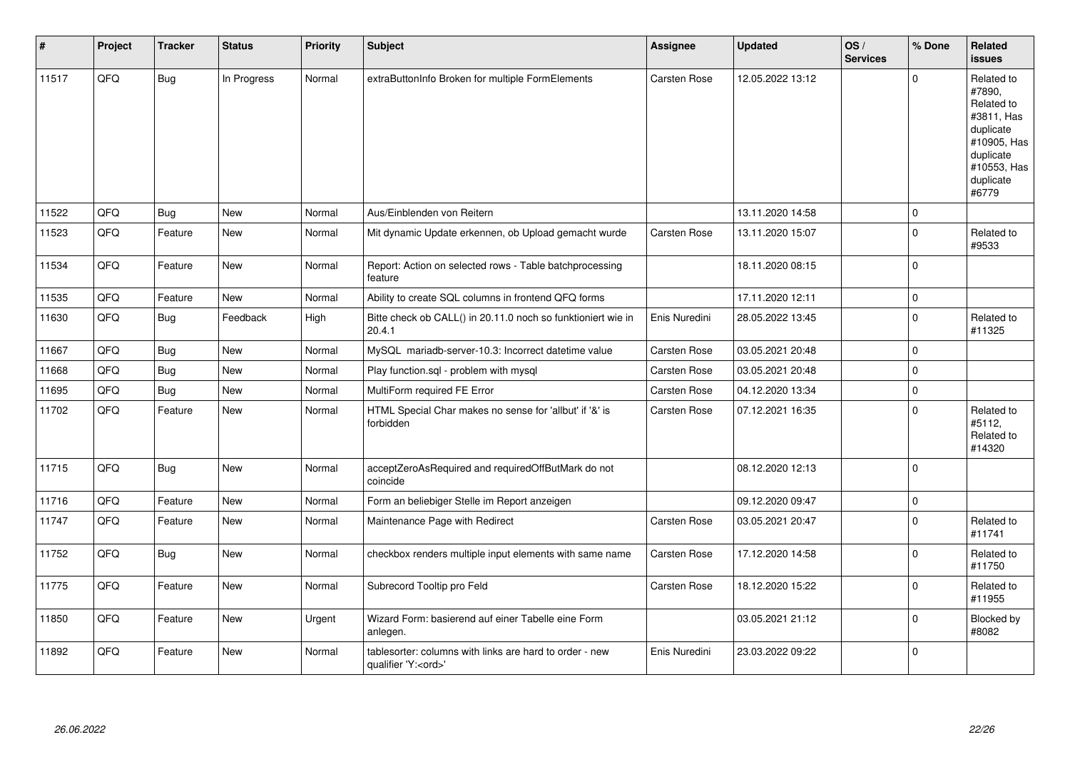| # | Project | Tracker | Status | Priority | Subject | Assignee | Updated | OS / Services | % Done | Related issues |
|---|---|---|---|---|---|---|---|---|---|---|
| 11517 | QFQ | Bug | In Progress | Normal | extraButtonInfo Broken for multiple FormElements | Carsten Rose | 12.05.2022 13:12 | | 0 | Related to #7890, Related to #3811, Has duplicate #10905, Has duplicate #10553, Has duplicate #6779 |
| 11522 | QFQ | Bug | New | Normal | Aus/Einblenden von Reitern | | 13.11.2020 14:58 | | 0 | |
| 11523 | QFQ | Feature | New | Normal | Mit dynamic Update erkennen, ob Upload gemacht wurde | Carsten Rose | 13.11.2020 15:07 | | 0 | Related to #9533 |
| 11534 | QFQ | Feature | New | Normal | Report: Action on selected rows - Table batchprocessing feature | | 18.11.2020 08:15 | | 0 | |
| 11535 | QFQ | Feature | New | Normal | Ability to create SQL columns in frontend QFQ forms | | 17.11.2020 12:11 | | 0 | |
| 11630 | QFQ | Bug | Feedback | High | Bitte check ob CALL() in 20.11.0 noch so funktioniert wie in 20.4.1 | Enis Nuredini | 28.05.2022 13:45 | | 0 | Related to #11325 |
| 11667 | QFQ | Bug | New | Normal | MySQL mariadb-server-10.3: Incorrect datetime value | Carsten Rose | 03.05.2021 20:48 | | 0 | |
| 11668 | QFQ | Bug | New | Normal | Play function.sql - problem with mysql | Carsten Rose | 03.05.2021 20:48 | | 0 | |
| 11695 | QFQ | Bug | New | Normal | MultiForm required FE Error | Carsten Rose | 04.12.2020 13:34 | | 0 | |
| 11702 | QFQ | Feature | New | Normal | HTML Special Char makes no sense for 'allbut' if '&' is forbidden | Carsten Rose | 07.12.2021 16:35 | | 0 | Related to #5112, Related to #14320 |
| 11715 | QFQ | Bug | New | Normal | acceptZeroAsRequired and requiredOffButMark do not coincide | | 08.12.2020 12:13 | | 0 | |
| 11716 | QFQ | Feature | New | Normal | Form an beliebiger Stelle im Report anzeigen | | 09.12.2020 09:47 | | 0 | |
| 11747 | QFQ | Feature | New | Normal | Maintenance Page with Redirect | Carsten Rose | 03.05.2021 20:47 | | 0 | Related to #11741 |
| 11752 | QFQ | Bug | New | Normal | checkbox renders multiple input elements with same name | Carsten Rose | 17.12.2020 14:58 | | 0 | Related to #11750 |
| 11775 | QFQ | Feature | New | Normal | Subrecord Tooltip pro Feld | Carsten Rose | 18.12.2020 15:22 | | 0 | Related to #11955 |
| 11850 | QFQ | Feature | New | Urgent | Wizard Form: basierend auf einer Tabelle eine Form anlegen. | | 03.05.2021 21:12 | | 0 | Blocked by #8082 |
| 11892 | QFQ | Feature | New | Normal | tablesorter: columns with links are hard to order - new qualifier 'Y:<ord>' | Enis Nuredini | 23.03.2022 09:22 | | 0 | |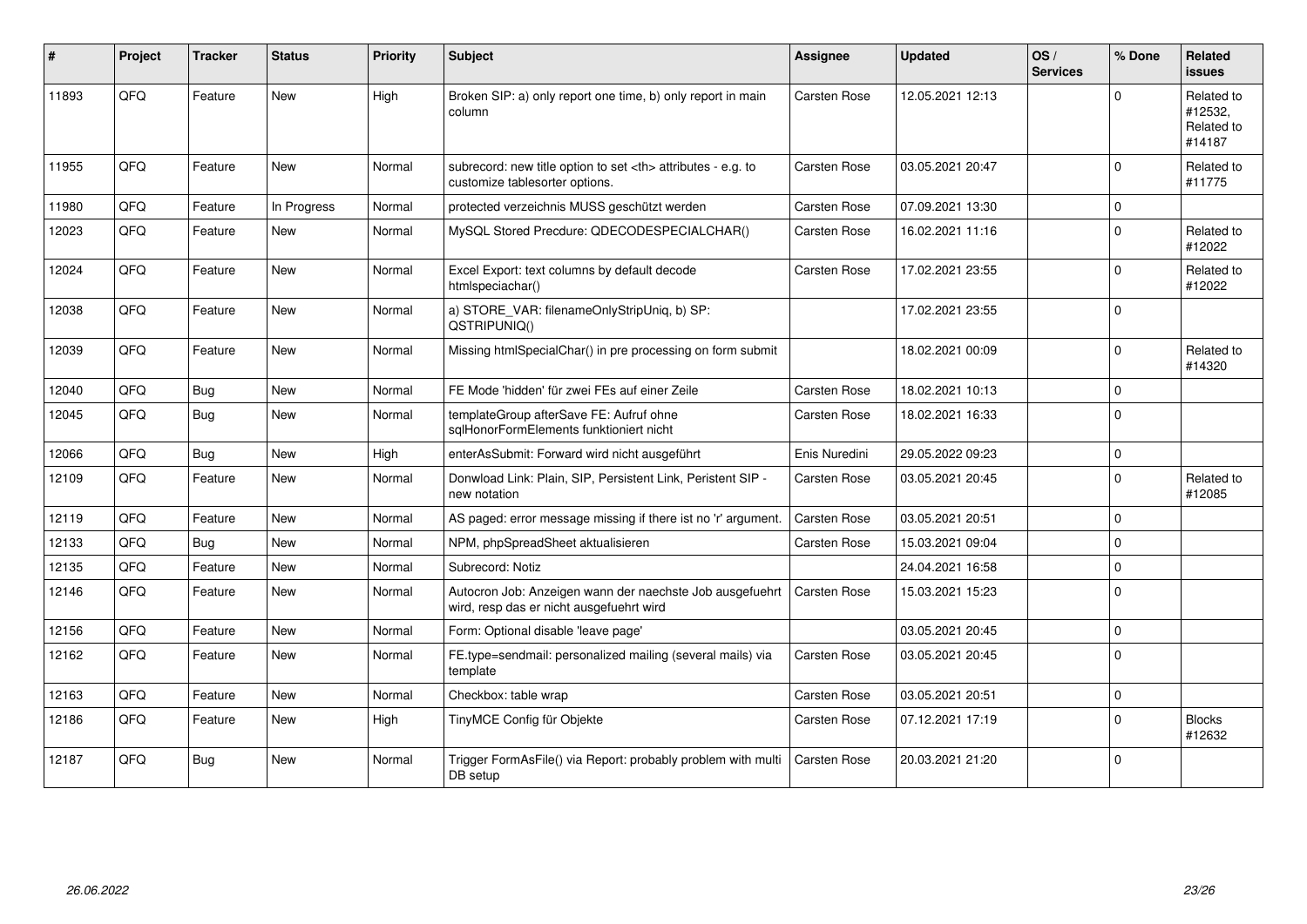| # | Project | Tracker | Status | Priority | Subject | Assignee | Updated | OS / Services | % Done | Related issues |
|---|---|---|---|---|---|---|---|---|---|---|
| 11893 | QFQ | Feature | New | High | Broken SIP: a) only report one time, b) only report in main column | Carsten Rose | 12.05.2021 12:13 | | 0 | Related to #12532, Related to #14187 |
| 11955 | QFQ | Feature | New | Normal | subrecord: new title option to set <th> attributes - e.g. to customize tablesorter options. | Carsten Rose | 03.05.2021 20:47 | | 0 | Related to #11775 |
| 11980 | QFQ | Feature | In Progress | Normal | protected verzeichnis MUSS geschützt werden | Carsten Rose | 07.09.2021 13:30 | | 0 | |
| 12023 | QFQ | Feature | New | Normal | MySQL Stored Precdure: QDECODESPECIALCHAR() | Carsten Rose | 16.02.2021 11:16 | | 0 | Related to #12022 |
| 12024 | QFQ | Feature | New | Normal | Excel Export: text columns by default decode htmlspeciachar() | Carsten Rose | 17.02.2021 23:55 | | 0 | Related to #12022 |
| 12038 | QFQ | Feature | New | Normal | a) STORE_VAR: filenameOnlyStripUniq, b) SP: QSTRIPUNIQ() | | 17.02.2021 23:55 | | 0 | |
| 12039 | QFQ | Feature | New | Normal | Missing htmlSpecialChar() in pre processing on form submit | | 18.02.2021 00:09 | | 0 | Related to #14320 |
| 12040 | QFQ | Bug | New | Normal | FE Mode 'hidden' für zwei FEs auf einer Zeile | Carsten Rose | 18.02.2021 10:13 | | 0 | |
| 12045 | QFQ | Bug | New | Normal | templateGroup afterSave FE: Aufruf ohne sqlHonorFormElements funktioniert nicht | Carsten Rose | 18.02.2021 16:33 | | 0 | |
| 12066 | QFQ | Bug | New | High | enterAsSubmit: Forward wird nicht ausgeführt | Enis Nuredini | 29.05.2022 09:23 | | 0 | |
| 12109 | QFQ | Feature | New | Normal | Donwload Link: Plain, SIP, Persistent Link, Peristent SIP - new notation | Carsten Rose | 03.05.2021 20:45 | | 0 | Related to #12085 |
| 12119 | QFQ | Feature | New | Normal | AS paged: error message missing if there ist no 'r' argument. | Carsten Rose | 03.05.2021 20:51 | | 0 | |
| 12133 | QFQ | Bug | New | Normal | NPM, phpSpreadSheet aktualisieren | Carsten Rose | 15.03.2021 09:04 | | 0 | |
| 12135 | QFQ | Feature | New | Normal | Subrecord: Notiz | | 24.04.2021 16:58 | | 0 | |
| 12146 | QFQ | Feature | New | Normal | Autocron Job: Anzeigen wann der naechste Job ausgefuehrt wird, resp das er nicht ausgefuehrt wird | Carsten Rose | 15.03.2021 15:23 | | 0 | |
| 12156 | QFQ | Feature | New | Normal | Form: Optional disable 'leave page' | | 03.05.2021 20:45 | | 0 | |
| 12162 | QFQ | Feature | New | Normal | FE.type=sendmail: personalized mailing (several mails) via template | Carsten Rose | 03.05.2021 20:45 | | 0 | |
| 12163 | QFQ | Feature | New | Normal | Checkbox: table wrap | Carsten Rose | 03.05.2021 20:51 | | 0 | |
| 12186 | QFQ | Feature | New | High | TinyMCE Config für Objekte | Carsten Rose | 07.12.2021 17:19 | | 0 | Blocks #12632 |
| 12187 | QFQ | Bug | New | Normal | Trigger FormAsFile() via Report: probably problem with multi DB setup | Carsten Rose | 20.03.2021 21:20 | | 0 | |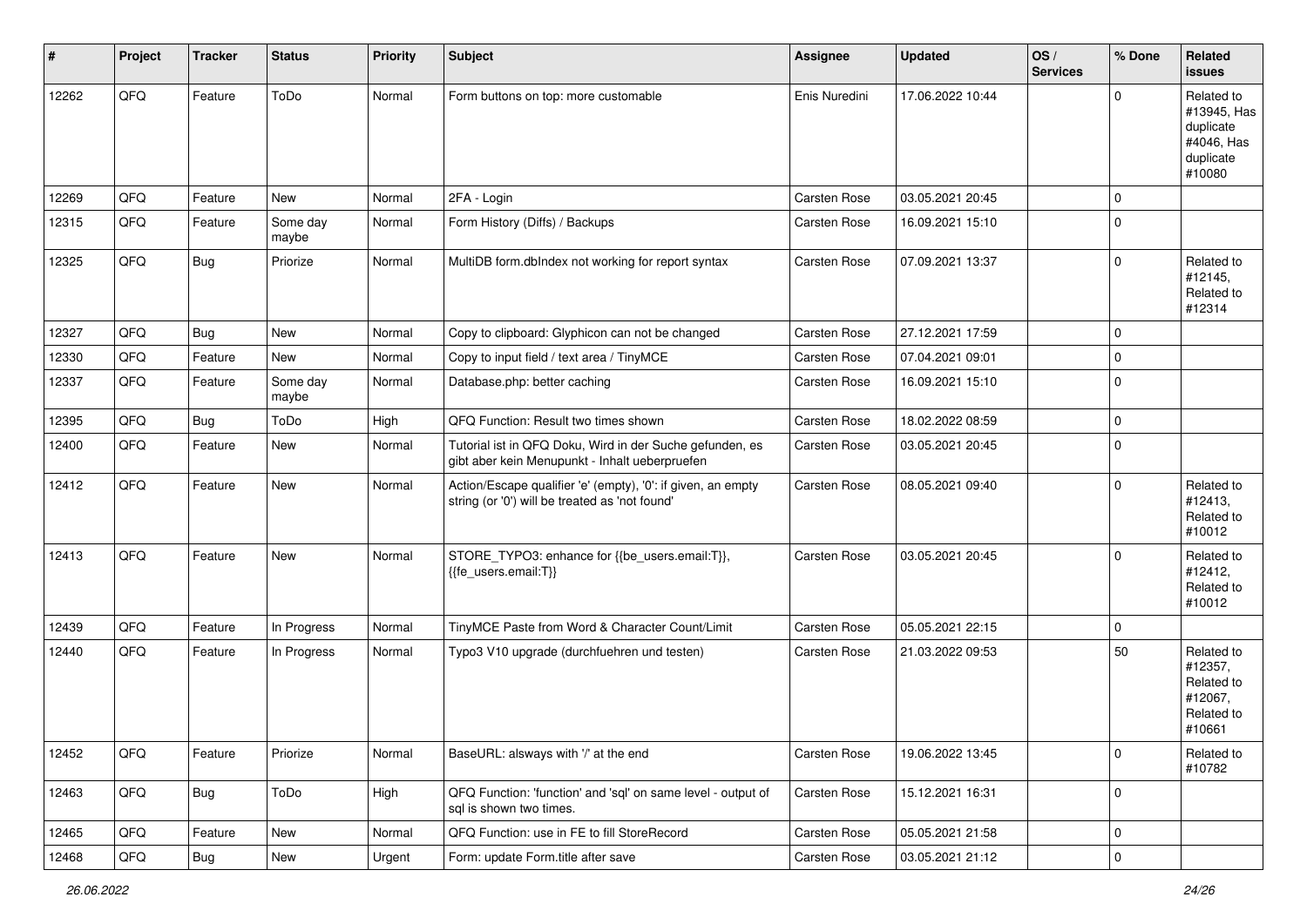| # | Project | Tracker | Status | Priority | Subject | Assignee | Updated | OS / Services | % Done | Related issues |
|---|---|---|---|---|---|---|---|---|---|---|
| 12262 | QFQ | Feature | ToDo | Normal | Form buttons on top: more customable | Enis Nuredini | 17.06.2022 10:44 | | 0 | Related to #13945, Has duplicate #4046, Has duplicate #10080 |
| 12269 | QFQ | Feature | New | Normal | 2FA - Login | Carsten Rose | 03.05.2021 20:45 | | 0 | |
| 12315 | QFQ | Feature | Some day maybe | Normal | Form History (Diffs) / Backups | Carsten Rose | 16.09.2021 15:10 | | 0 | |
| 12325 | QFQ | Bug | Priorize | Normal | MultiDB form.dbIndex not working for report syntax | Carsten Rose | 07.09.2021 13:37 | | 0 | Related to #12145, Related to #12314 |
| 12327 | QFQ | Bug | New | Normal | Copy to clipboard: Glyphicon can not be changed | Carsten Rose | 27.12.2021 17:59 | | 0 | |
| 12330 | QFQ | Feature | New | Normal | Copy to input field / text area / TinyMCE | Carsten Rose | 07.04.2021 09:01 | | 0 | |
| 12337 | QFQ | Feature | Some day maybe | Normal | Database.php: better caching | Carsten Rose | 16.09.2021 15:10 | | 0 | |
| 12395 | QFQ | Bug | ToDo | High | QFQ Function: Result two times shown | Carsten Rose | 18.02.2022 08:59 | | 0 | |
| 12400 | QFQ | Feature | New | Normal | Tutorial ist in QFQ Doku, Wird in der Suche gefunden, es gibt aber kein Menupunkt - Inhalt ueberpruefen | Carsten Rose | 03.05.2021 20:45 | | 0 | |
| 12412 | QFQ | Feature | New | Normal | Action/Escape qualifier 'e' (empty), '0': if given, an empty string (or '0') will be treated as 'not found' | Carsten Rose | 08.05.2021 09:40 | | 0 | Related to #12413, Related to #10012 |
| 12413 | QFQ | Feature | New | Normal | STORE_TYPO3: enhance for {{be_users.email:T}}, {{fe_users.email:T}} | Carsten Rose | 03.05.2021 20:45 | | 0 | Related to #12412, Related to #10012 |
| 12439 | QFQ | Feature | In Progress | Normal | TinyMCE Paste from Word & Character Count/Limit | Carsten Rose | 05.05.2021 22:15 | | 0 | |
| 12440 | QFQ | Feature | In Progress | Normal | Typo3 V10 upgrade (durchfuehren und testen) | Carsten Rose | 21.03.2022 09:53 | | 50 | Related to #12357, Related to #12067, Related to #10661 |
| 12452 | QFQ | Feature | Priorize | Normal | BaseURL: alsways with '/' at the end | Carsten Rose | 19.06.2022 13:45 | | 0 | Related to #10782 |
| 12463 | QFQ | Bug | ToDo | High | QFQ Function: 'function' and 'sql' on same level - output of sql is shown two times. | Carsten Rose | 15.12.2021 16:31 | | 0 | |
| 12465 | QFQ | Feature | New | Normal | QFQ Function: use in FE to fill StoreRecord | Carsten Rose | 05.05.2021 21:58 | | 0 | |
| 12468 | QFQ | Bug | New | Urgent | Form: update Form.title after save | Carsten Rose | 03.05.2021 21:12 | | 0 | |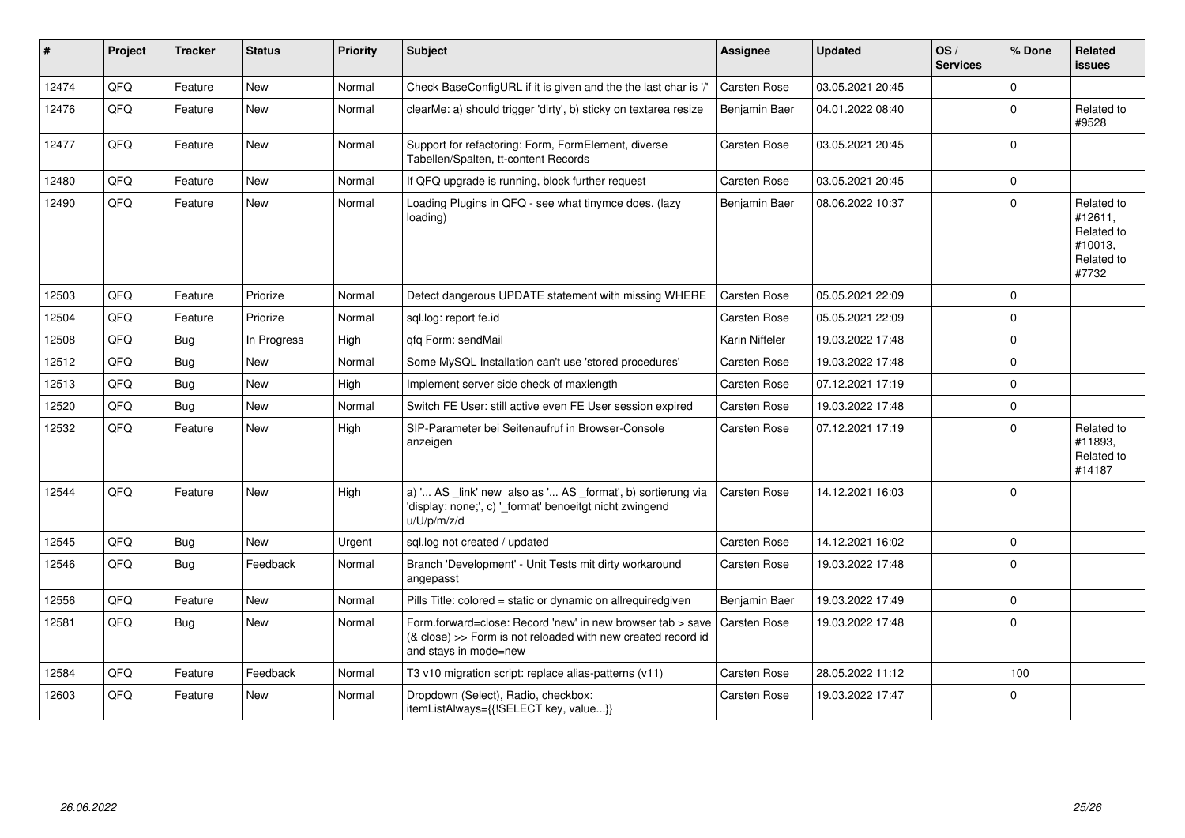| # | Project | Tracker | Status | Priority | Subject | Assignee | Updated | OS / Services | % Done | Related issues |
|---|---|---|---|---|---|---|---|---|---|---|
| 12474 | QFQ | Feature | New | Normal | Check BaseConfigURL if it is given and the the last char is '/' | Carsten Rose | 03.05.2021 20:45 | | 0 | |
| 12476 | QFQ | Feature | New | Normal | clearMe: a) should trigger 'dirty', b) sticky on textarea resize | Benjamin Baer | 04.01.2022 08:40 | | 0 | Related to #9528 |
| 12477 | QFQ | Feature | New | Normal | Support for refactoring: Form, FormElement, diverse Tabellen/Spalten, tt-content Records | Carsten Rose | 03.05.2021 20:45 | | 0 | |
| 12480 | QFQ | Feature | New | Normal | If QFQ upgrade is running, block further request | Carsten Rose | 03.05.2021 20:45 | | 0 | |
| 12490 | QFQ | Feature | New | Normal | Loading Plugins in QFQ - see what tinymce does. (lazy loading) | Benjamin Baer | 08.06.2022 10:37 | | 0 | Related to #12611, Related to #10013, Related to #7732 |
| 12503 | QFQ | Feature | Priorize | Normal | Detect dangerous UPDATE statement with missing WHERE | Carsten Rose | 05.05.2021 22:09 | | 0 | |
| 12504 | QFQ | Feature | Priorize | Normal | sql.log: report fe.id | Carsten Rose | 05.05.2021 22:09 | | 0 | |
| 12508 | QFQ | Bug | In Progress | High | qfq Form: sendMail | Karin Niffeler | 19.03.2022 17:48 | | 0 | |
| 12512 | QFQ | Bug | New | Normal | Some MySQL Installation can't use 'stored procedures' | Carsten Rose | 19.03.2022 17:48 | | 0 | |
| 12513 | QFQ | Bug | New | High | Implement server side check of maxlength | Carsten Rose | 07.12.2021 17:19 | | 0 | |
| 12520 | QFQ | Bug | New | Normal | Switch FE User: still active even FE User session expired | Carsten Rose | 19.03.2022 17:48 | | 0 | |
| 12532 | QFQ | Feature | New | High | SIP-Parameter bei Seitenaufruf in Browser-Console anzeigen | Carsten Rose | 07.12.2021 17:19 | | 0 | Related to #11893, Related to #14187 |
| 12544 | QFQ | Feature | New | High | a) '... AS _link' new also as '... AS _format', b) sortierung via 'display: none;', c) '_format' benoeitgt nicht zwingend u/U/p/m/z/d | Carsten Rose | 14.12.2021 16:03 | | 0 | |
| 12545 | QFQ | Bug | New | Urgent | sql.log not created / updated | Carsten Rose | 14.12.2021 16:02 | | 0 | |
| 12546 | QFQ | Bug | Feedback | Normal | Branch 'Development' - Unit Tests mit dirty workaround angepasst | Carsten Rose | 19.03.2022 17:48 | | 0 | |
| 12556 | QFQ | Feature | New | Normal | Pills Title: colored = static or dynamic on allrequiredgiven | Benjamin Baer | 19.03.2022 17:49 | | 0 | |
| 12581 | QFQ | Bug | New | Normal | Form.forward=close: Record 'new' in new browser tab > save (& close) >> Form is not reloaded with new created record id and stays in mode=new | Carsten Rose | 19.03.2022 17:48 | | 0 | |
| 12584 | QFQ | Feature | Feedback | Normal | T3 v10 migration script: replace alias-patterns (v11) | Carsten Rose | 28.05.2022 11:12 | | 100 | |
| 12603 | QFQ | Feature | New | Normal | Dropdown (Select), Radio, checkbox: itemListAlways={{!SELECT key, value...}} | Carsten Rose | 19.03.2022 17:47 | | 0 | |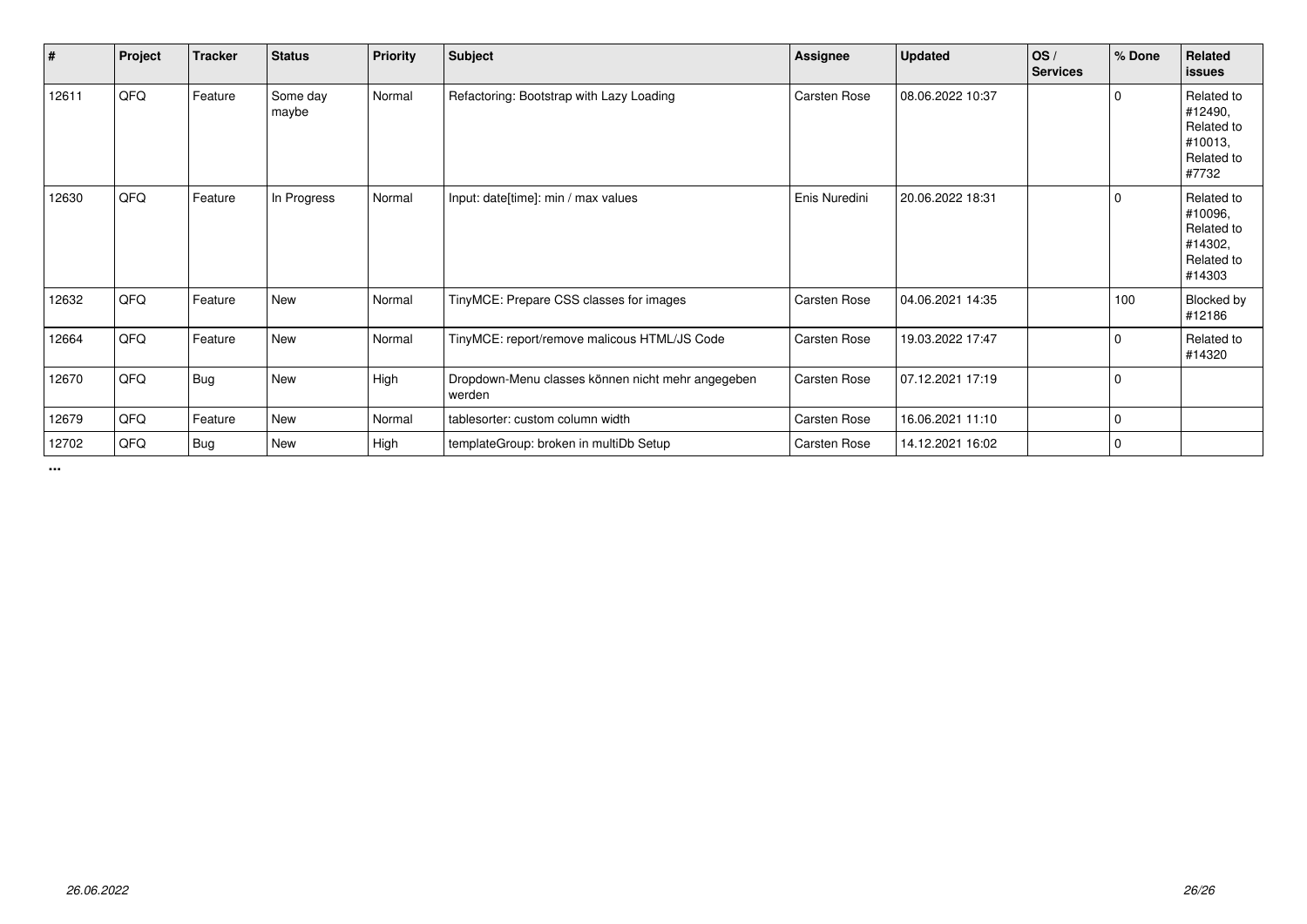| # | Project | Tracker | Status | Priority | Subject | Assignee | Updated | OS / Services | % Done | Related issues |
|---|---|---|---|---|---|---|---|---|---|---|
| 12611 | QFQ | Feature | Some day maybe | Normal | Refactoring: Bootstrap with Lazy Loading | Carsten Rose | 08.06.2022 10:37 | | 0 | Related to #12490, Related to #10013, Related to #7732 |
| 12630 | QFQ | Feature | In Progress | Normal | Input: date[time]: min / max values | Enis Nuredini | 20.06.2022 18:31 | | 0 | Related to #10096, Related to #14302, Related to #14303 |
| 12632 | QFQ | Feature | New | Normal | TinyMCE: Prepare CSS classes for images | Carsten Rose | 04.06.2021 14:35 | | 100 | Blocked by #12186 |
| 12664 | QFQ | Feature | New | Normal | TinyMCE: report/remove malicous HTML/JS Code | Carsten Rose | 19.03.2022 17:47 | | 0 | Related to #14320 |
| 12670 | QFQ | Bug | New | High | Dropdown-Menu classes können nicht mehr angegeben werden | Carsten Rose | 07.12.2021 17:19 | | 0 | |
| 12679 | QFQ | Feature | New | Normal | tablesorter: custom column width | Carsten Rose | 16.06.2021 11:10 | | 0 | |
| 12702 | QFQ | Bug | New | High | templateGroup: broken in multiDb Setup | Carsten Rose | 14.12.2021 16:02 | | 0 | |

...